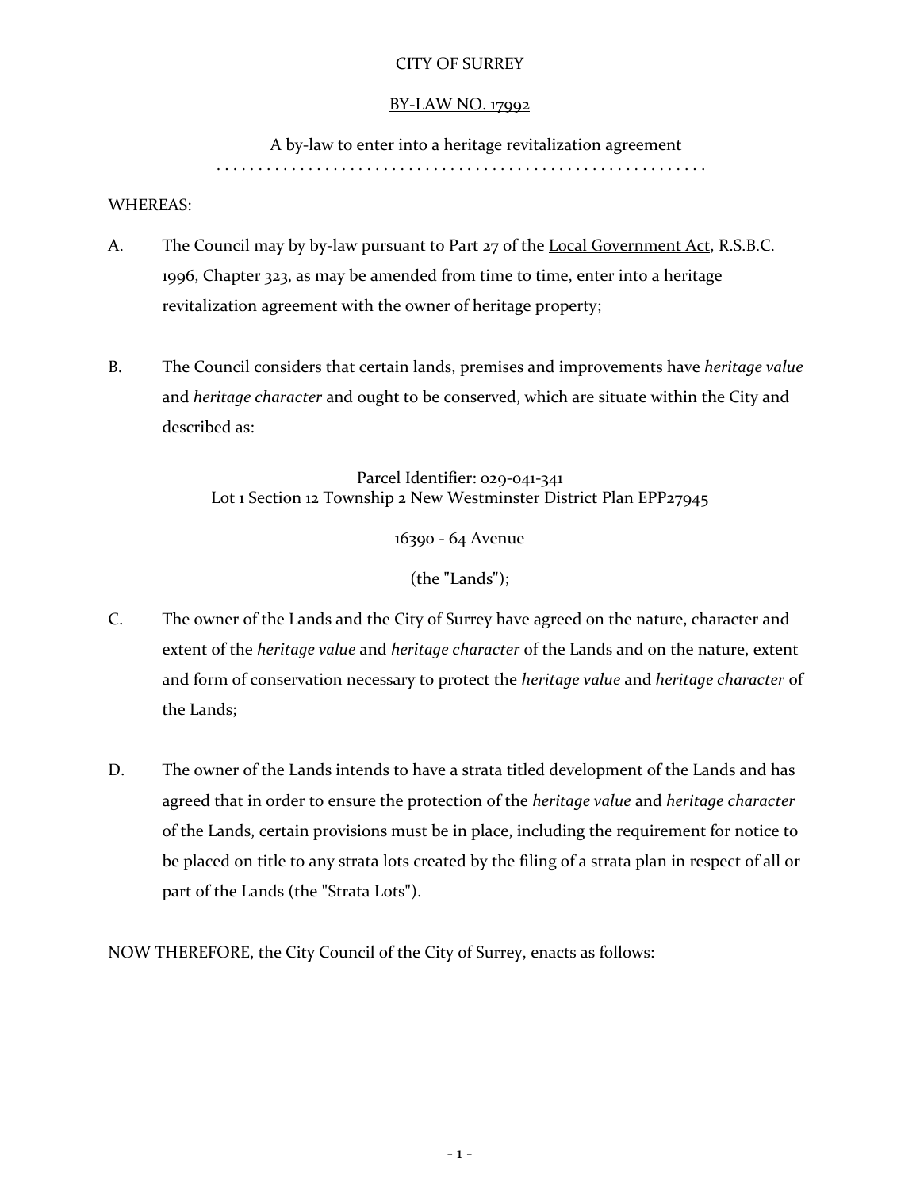CITY OF SURREY

BY-LAW NO. 17992

A by-law to enter into a heritage revitalization agreement

. . . . . . . . . . . . . . . . . . . . . . . . . . . . . . . . . . . . . . . . . . . . . . . . . . . . . . . .

WHEREAS:

A. The Council may by by-law pursuant to Part 27 of the Local Government Act, R.S.B.C. 1996, Chapter 323, as may be amended from time to time, enter into a heritage revitalization agreement with the owner of heritage property;

B. The Council considers that certain lands, premises and improvements have *heritage value* and *heritage character* and ought to be conserved, which are situate within the City and described as:

Parcel Identifier: 029-041-341
Lot 1 Section 12 Township 2 New Westminster District Plan EPP27945

16390 - 64 Avenue

(the "Lands");

C. The owner of the Lands and the City of Surrey have agreed on the nature, character and extent of the *heritage value* and *heritage character* of the Lands and on the nature, extent and form of conservation necessary to protect the *heritage value* and *heritage character* of the Lands;

D. The owner of the Lands intends to have a strata titled development of the Lands and has agreed that in order to ensure the protection of the *heritage value* and *heritage character* of the Lands, certain provisions must be in place, including the requirement for notice to be placed on title to any strata lots created by the filing of a strata plan in respect of all or part of the Lands (the "Strata Lots").

NOW THEREFORE, the City Council of the City of Surrey, enacts as follows: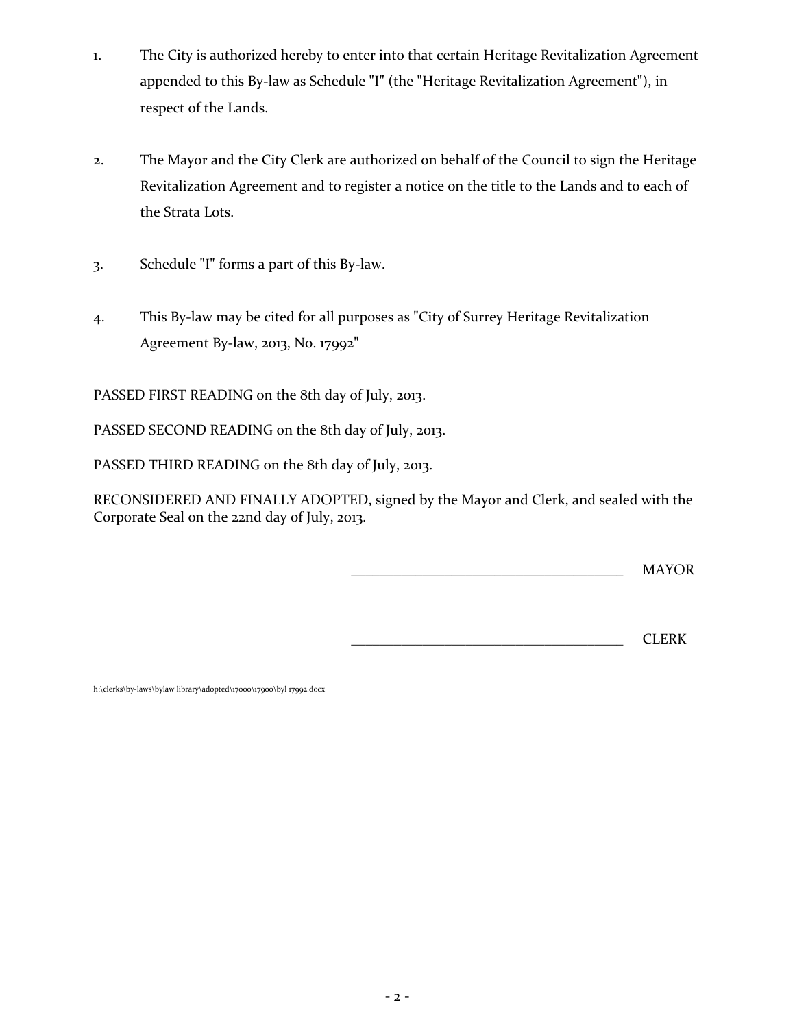1. The City is authorized hereby to enter into that certain Heritage Revitalization Agreement appended to this By-law as Schedule "I" (the "Heritage Revitalization Agreement"), in respect of the Lands.

2. The Mayor and the City Clerk are authorized on behalf of the Council to sign the Heritage Revitalization Agreement and to register a notice on the title to the Lands and to each of the Strata Lots.

3. Schedule "I" forms a part of this By-law.

4. This By-law may be cited for all purposes as "City of Surrey Heritage Revitalization Agreement By-law, 2013, No. 17992"

PASSED FIRST READING on the 8th day of July, 2013.

PASSED SECOND READING on the 8th day of July, 2013.

PASSED THIRD READING on the 8th day of July, 2013.

RECONSIDERED AND FINALLY ADOPTED, signed by the Mayor and Clerk, and sealed with the Corporate Seal on the 22nd day of July, 2013.

_______________________________________ MAYOR

_______________________________________ CLERK

h:\clerks\by-laws\bylaw library\adopted\17000\17900\byl 17992.docx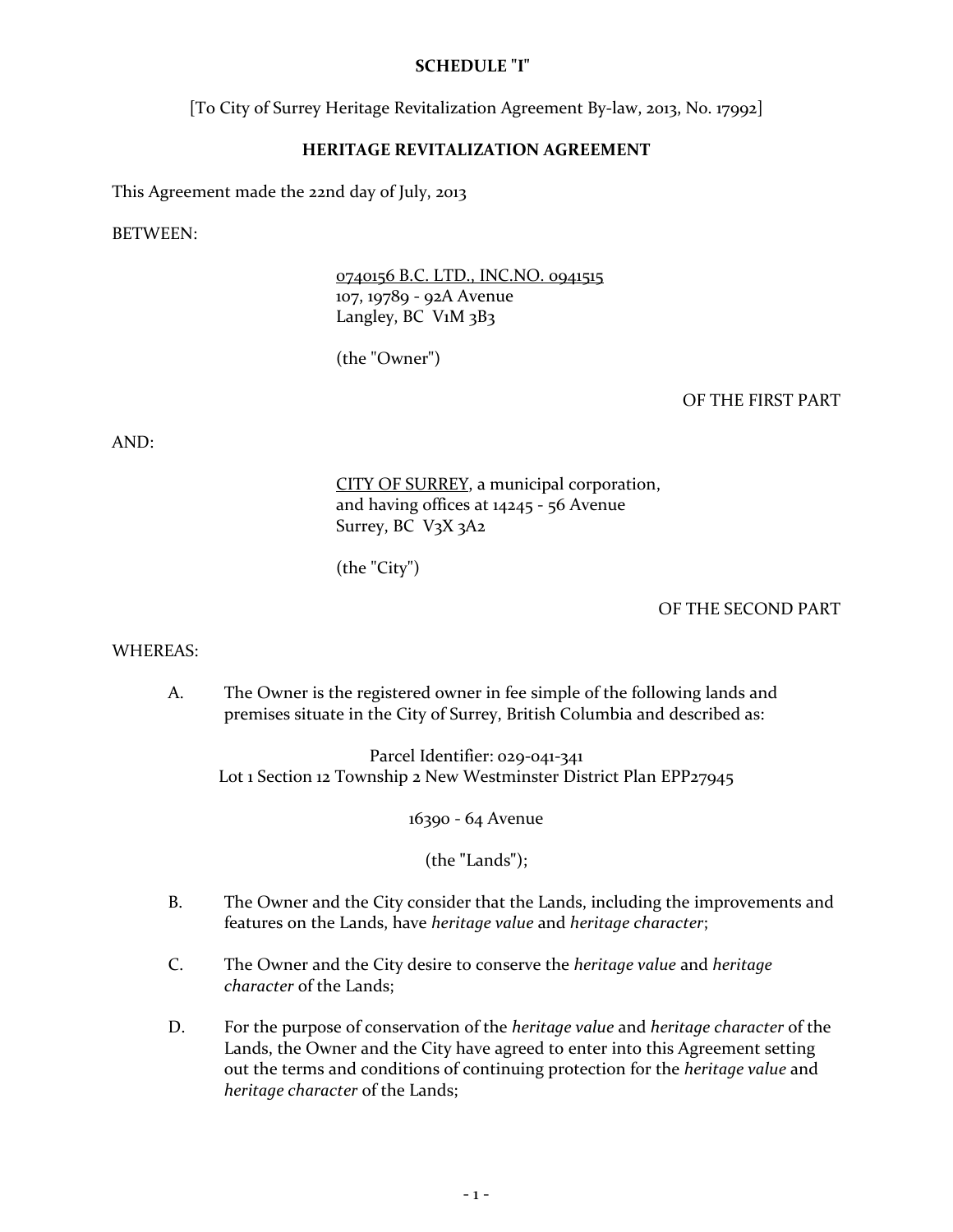**SCHEDULE "I"**

[To City of Surrey Heritage Revitalization Agreement By-law, 2013, No. 17992]

**HERITAGE REVITALIZATION AGREEMENT**

This Agreement made the 22nd day of July, 2013

BETWEEN:

<u>0740156 B.C. LTD., INC.NO. 0941515</u>
107, 19789 - 92A Avenue
Langley, BC V1M 3B3

(the "Owner")

OF THE FIRST PART

AND:

<u>CITY OF SURREY</u>, a municipal corporation,
and having offices at 14245 - 56 Avenue
Surrey, BC V3X 3A2

(the "City")

OF THE SECOND PART

WHEREAS:

A. The Owner is the registered owner in fee simple of the following lands and premises situate in the City of Surrey, British Columbia and described as:

Parcel Identifier: 029-041-341
Lot 1 Section 12 Township 2 New Westminster District Plan EPP27945

16390 - 64 Avenue

(the "Lands");

B. The Owner and the City consider that the Lands, including the improvements and features on the Lands, have *heritage value* and *heritage character*;

C. The Owner and the City desire to conserve the *heritage value* and *heritage character* of the Lands;

D. For the purpose of conservation of the *heritage value* and *heritage character* of the Lands, the Owner and the City have agreed to enter into this Agreement setting out the terms and conditions of continuing protection for the *heritage value* and *heritage character* of the Lands;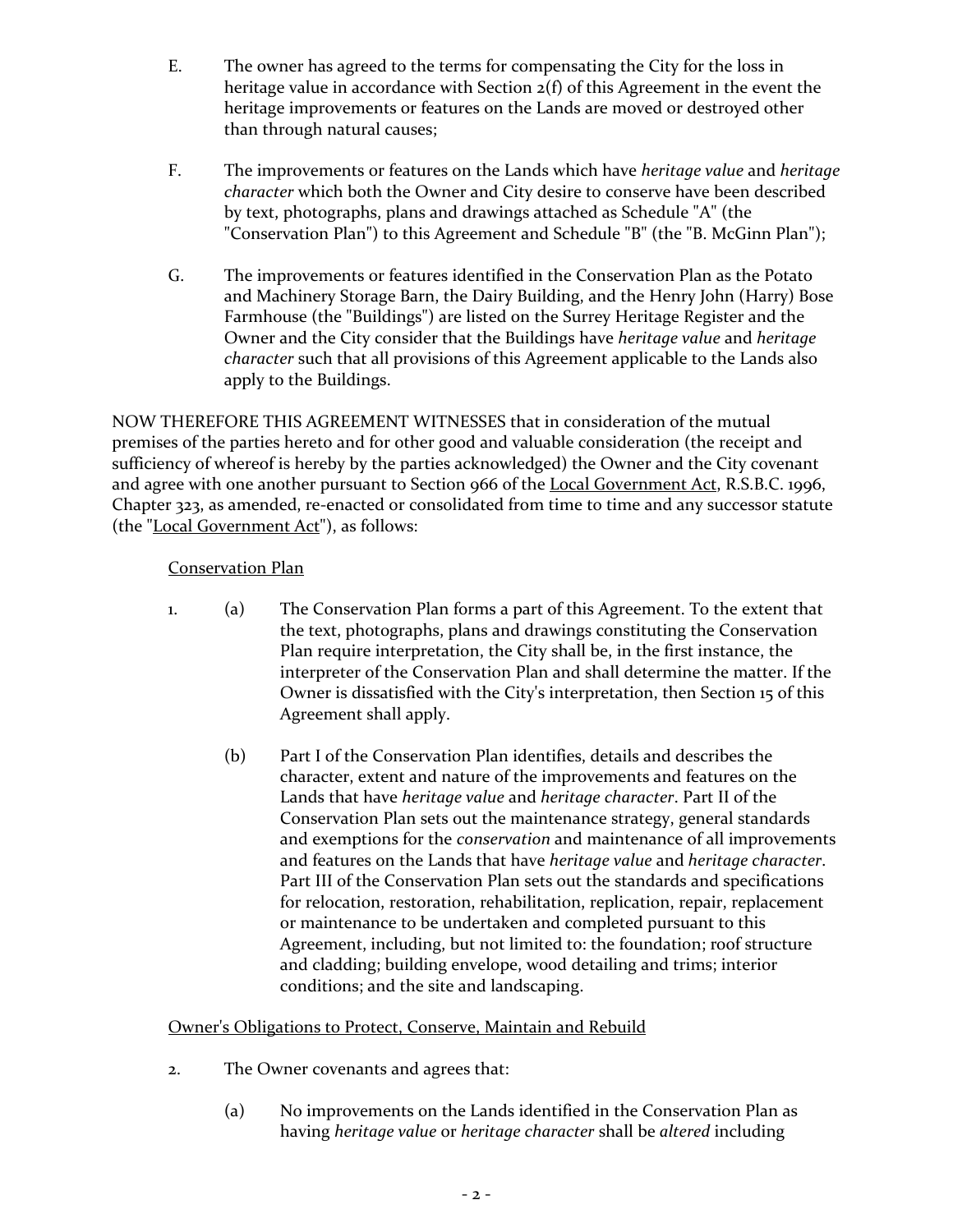E. The owner has agreed to the terms for compensating the City for the loss in heritage value in accordance with Section 2(f) of this Agreement in the event the heritage improvements or features on the Lands are moved or destroyed other than through natural causes;

F. The improvements or features on the Lands which have *heritage value* and *heritage character* which both the Owner and City desire to conserve have been described by text, photographs, plans and drawings attached as Schedule "A" (the "Conservation Plan") to this Agreement and Schedule "B" (the "B. McGinn Plan");

G. The improvements or features identified in the Conservation Plan as the Potato and Machinery Storage Barn, the Dairy Building, and the Henry John (Harry) Bose Farmhouse (the "Buildings") are listed on the Surrey Heritage Register and the Owner and the City consider that the Buildings have *heritage value* and *heritage character* such that all provisions of this Agreement applicable to the Lands also apply to the Buildings.

NOW THEREFORE THIS AGREEMENT WITNESSES that in consideration of the mutual premises of the parties hereto and for other good and valuable consideration (the receipt and sufficiency of whereof is hereby by the parties acknowledged) the Owner and the City covenant and agree with one another pursuant to Section 966 of the Local Government Act, R.S.B.C. 1996, Chapter 323, as amended, re-enacted or consolidated from time to time and any successor statute (the "Local Government Act"), as follows:

Conservation Plan

1. (a) The Conservation Plan forms a part of this Agreement. To the extent that the text, photographs, plans and drawings constituting the Conservation Plan require interpretation, the City shall be, in the first instance, the interpreter of the Conservation Plan and shall determine the matter. If the Owner is dissatisfied with the City's interpretation, then Section 15 of this Agreement shall apply.

   (b) Part I of the Conservation Plan identifies, details and describes the character, extent and nature of the improvements and features on the Lands that have *heritage value* and *heritage character*. Part II of the Conservation Plan sets out the maintenance strategy, general standards and exemptions for the *conservation* and maintenance of all improvements and features on the Lands that have *heritage value* and *heritage character*. Part III of the Conservation Plan sets out the standards and specifications for relocation, restoration, rehabilitation, replication, repair, replacement or maintenance to be undertaken and completed pursuant to this Agreement, including, but not limited to: the foundation; roof structure and cladding; building envelope, wood detailing and trims; interior conditions; and the site and landscaping.

Owner's Obligations to Protect, Conserve, Maintain and Rebuild

2. The Owner covenants and agrees that:

   (a) No improvements on the Lands identified in the Conservation Plan as having *heritage value* or *heritage character* shall be *altered* including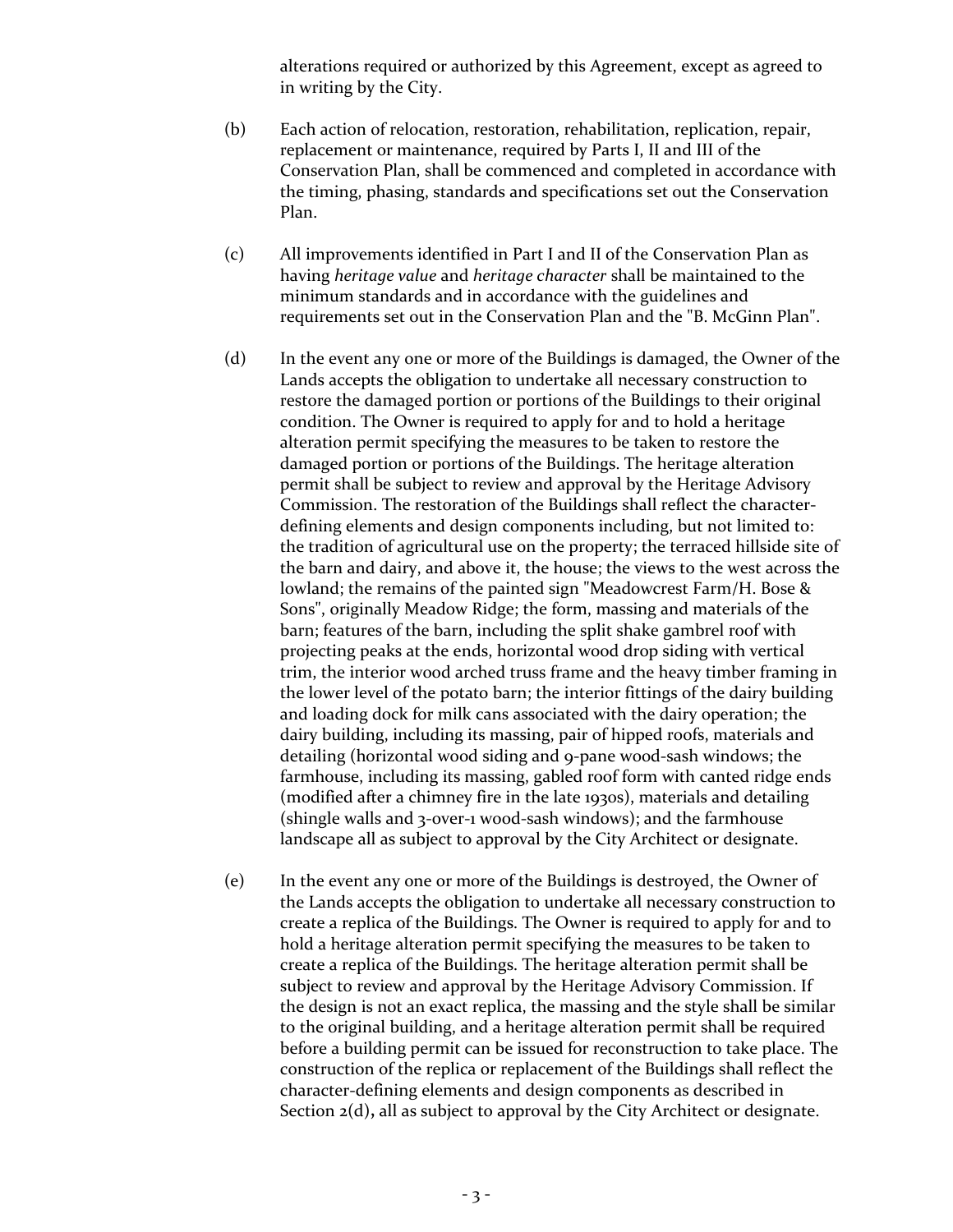alterations required or authorized by this Agreement, except as agreed to in writing by the City.

(b) Each action of relocation, restoration, rehabilitation, replication, repair, replacement or maintenance, required by Parts I, II and III of the Conservation Plan, shall be commenced and completed in accordance with the timing, phasing, standards and specifications set out the Conservation Plan.

(c) All improvements identified in Part I and II of the Conservation Plan as having *heritage value* and *heritage character* shall be maintained to the minimum standards and in accordance with the guidelines and requirements set out in the Conservation Plan and the "B. McGinn Plan".

(d) In the event any one or more of the Buildings is damaged, the Owner of the Lands accepts the obligation to undertake all necessary construction to restore the damaged portion or portions of the Buildings to their original condition. The Owner is required to apply for and to hold a heritage alteration permit specifying the measures to be taken to restore the damaged portion or portions of the Buildings. The heritage alteration permit shall be subject to review and approval by the Heritage Advisory Commission. The restoration of the Buildings shall reflect the character-defining elements and design components including, but not limited to: the tradition of agricultural use on the property; the terraced hillside site of the barn and dairy, and above it, the house; the views to the west across the lowland; the remains of the painted sign "Meadowcrest Farm/H. Bose & Sons", originally Meadow Ridge; the form, massing and materials of the barn; features of the barn, including the split shake gambrel roof with projecting peaks at the ends, horizontal wood drop siding with vertical trim, the interior wood arched truss frame and the heavy timber framing in the lower level of the potato barn; the interior fittings of the dairy building and loading dock for milk cans associated with the dairy operation; the dairy building, including its massing, pair of hipped roofs, materials and detailing (horizontal wood siding and 9-pane wood-sash windows; the farmhouse, including its massing, gabled roof form with canted ridge ends (modified after a chimney fire in the late 1930s), materials and detailing (shingle walls and 3-over-1 wood-sash windows); and the farmhouse landscape all as subject to approval by the City Architect or designate.

(e) In the event any one or more of the Buildings is destroyed, the Owner of the Lands accepts the obligation to undertake all necessary construction to create a replica of the Buildings. The Owner is required to apply for and to hold a heritage alteration permit specifying the measures to be taken to create a replica of the Buildings. The heritage alteration permit shall be subject to review and approval by the Heritage Advisory Commission. If the design is not an exact replica, the massing and the style shall be similar to the original building, and a heritage alteration permit shall be required before a building permit can be issued for reconstruction to take place. The construction of the replica or replacement of the Buildings shall reflect the character-defining elements and design components as described in Section 2(d), all as subject to approval by the City Architect or designate.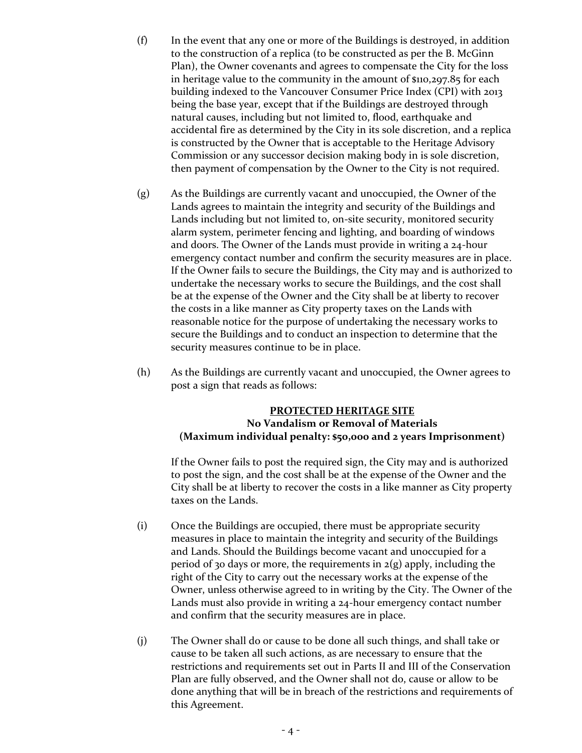(f) In the event that any one or more of the Buildings is destroyed, in addition to the construction of a replica (to be constructed as per the B. McGinn Plan), the Owner covenants and agrees to compensate the City for the loss in heritage value to the community in the amount of $110,297.85 for each building indexed to the Vancouver Consumer Price Index (CPI) with 2013 being the base year, except that if the Buildings are destroyed through natural causes, including but not limited to, flood, earthquake and accidental fire as determined by the City in its sole discretion, and a replica is constructed by the Owner that is acceptable to the Heritage Advisory Commission or any successor decision making body in is sole discretion, then payment of compensation by the Owner to the City is not required.

(g) As the Buildings are currently vacant and unoccupied, the Owner of the Lands agrees to maintain the integrity and security of the Buildings and Lands including but not limited to, on-site security, monitored security alarm system, perimeter fencing and lighting, and boarding of windows and doors. The Owner of the Lands must provide in writing a 24-hour emergency contact number and confirm the security measures are in place. If the Owner fails to secure the Buildings, the City may and is authorized to undertake the necessary works to secure the Buildings, and the cost shall be at the expense of the Owner and the City shall be at liberty to recover the costs in a like manner as City property taxes on the Lands with reasonable notice for the purpose of undertaking the necessary works to secure the Buildings and to conduct an inspection to determine that the security measures continue to be in place.

(h) As the Buildings are currently vacant and unoccupied, the Owner agrees to post a sign that reads as follows:

**PROTECTED HERITAGE SITE**
**No Vandalism or Removal of Materials**
**(Maximum individual penalty: $50,000 and 2 years Imprisonment)**

If the Owner fails to post the required sign, the City may and is authorized to post the sign, and the cost shall be at the expense of the Owner and the City shall be at liberty to recover the costs in a like manner as City property taxes on the Lands.

(i) Once the Buildings are occupied, there must be appropriate security measures in place to maintain the integrity and security of the Buildings and Lands. Should the Buildings become vacant and unoccupied for a period of 30 days or more, the requirements in 2(g) apply, including the right of the City to carry out the necessary works at the expense of the Owner, unless otherwise agreed to in writing by the City. The Owner of the Lands must also provide in writing a 24-hour emergency contact number and confirm that the security measures are in place.

(j) The Owner shall do or cause to be done all such things, and shall take or cause to be taken all such actions, as are necessary to ensure that the restrictions and requirements set out in Parts II and III of the Conservation Plan are fully observed, and the Owner shall not do, cause or allow to be done anything that will be in breach of the restrictions and requirements of this Agreement.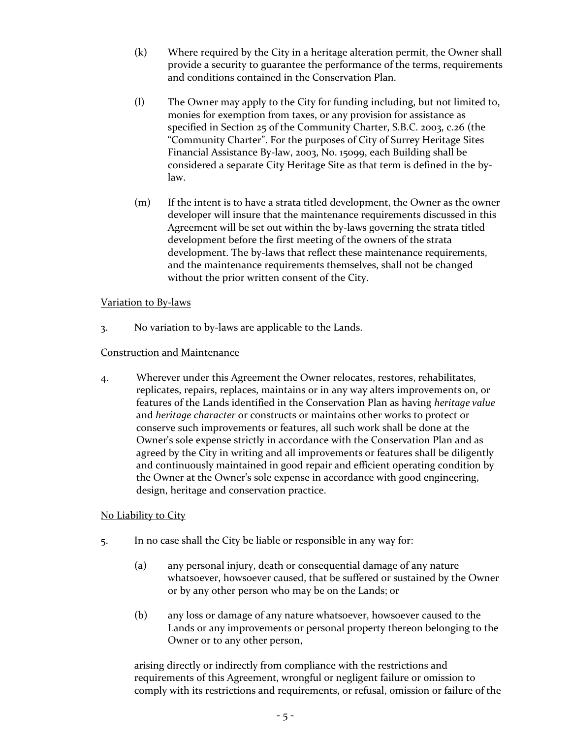(k) Where required by the City in a heritage alteration permit, the Owner shall provide a security to guarantee the performance of the terms, requirements and conditions contained in the Conservation Plan.

(l) The Owner may apply to the City for funding including, but not limited to, monies for exemption from taxes, or any provision for assistance as specified in Section 25 of the Community Charter, S.B.C. 2003, c.26 (the "Community Charter". For the purposes of City of Surrey Heritage Sites Financial Assistance By-law, 2003, No. 15099, each Building shall be considered a separate City Heritage Site as that term is defined in the by-law.

(m) If the intent is to have a strata titled development, the Owner as the owner developer will insure that the maintenance requirements discussed in this Agreement will be set out within the by-laws governing the strata titled development before the first meeting of the owners of the strata development. The by-laws that reflect these maintenance requirements, and the maintenance requirements themselves, shall not be changed without the prior written consent of the City.

<u>Variation to By-laws</u>

3. No variation to by-laws are applicable to the Lands.

<u>Construction and Maintenance</u>

4. Wherever under this Agreement the Owner relocates, restores, rehabilitates, replicates, repairs, replaces, maintains or in any way alters improvements on, or features of the Lands identified in the Conservation Plan as having *heritage value* and *heritage character* or constructs or maintains other works to protect or conserve such improvements or features, all such work shall be done at the Owner's sole expense strictly in accordance with the Conservation Plan and as agreed by the City in writing and all improvements or features shall be diligently and continuously maintained in good repair and efficient operating condition by the Owner at the Owner's sole expense in accordance with good engineering, design, heritage and conservation practice.

<u>No Liability to City</u>

5. In no case shall the City be liable or responsible in any way for:

(a) any personal injury, death or consequential damage of any nature whatsoever, howsoever caused, that be suffered or sustained by the Owner or by any other person who may be on the Lands; or

(b) any loss or damage of any nature whatsoever, howsoever caused to the Lands or any improvements or personal property thereon belonging to the Owner or to any other person,

arising directly or indirectly from compliance with the restrictions and requirements of this Agreement, wrongful or negligent failure or omission to comply with its restrictions and requirements, or refusal, omission or failure of the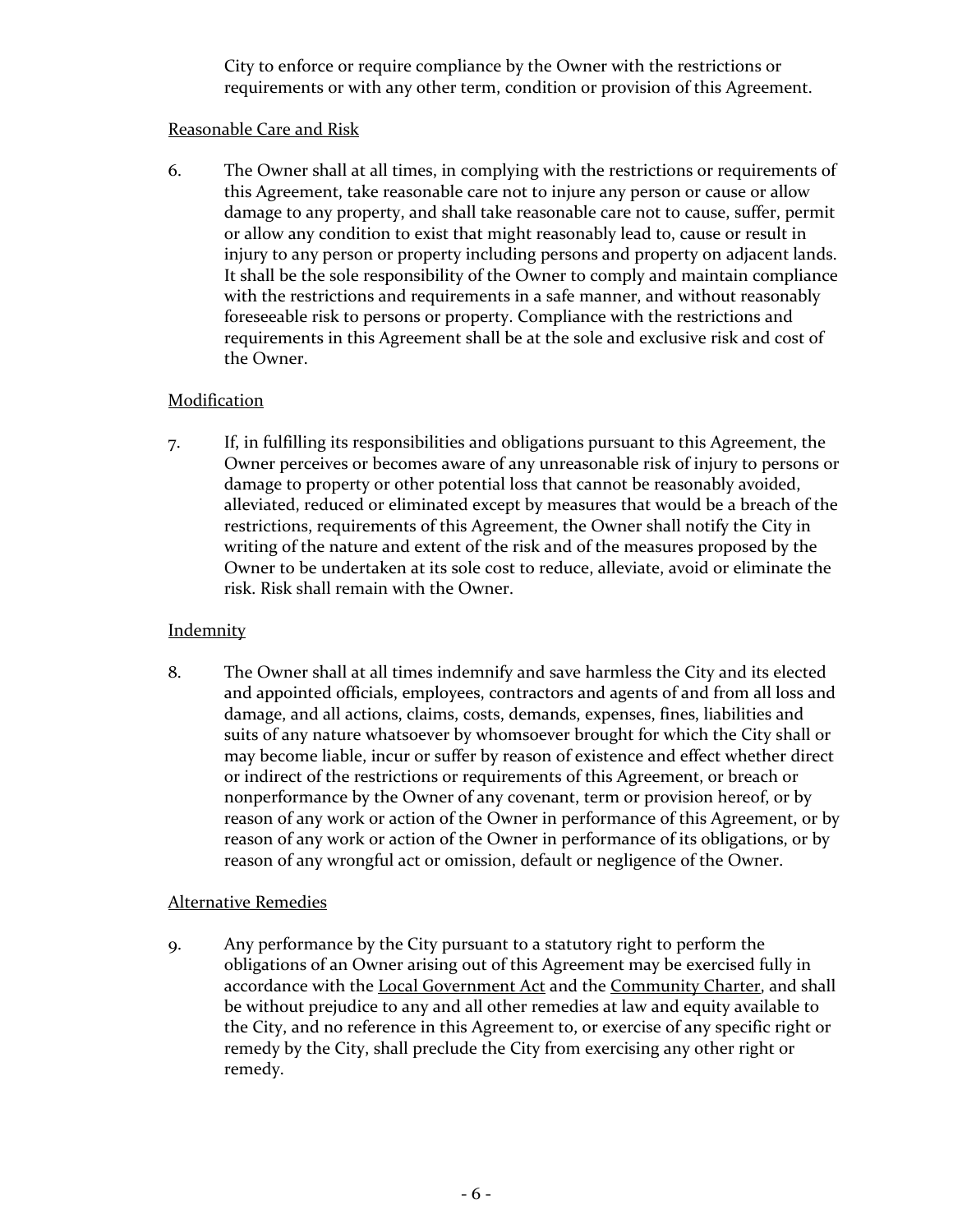City to enforce or require compliance by the Owner with the restrictions or requirements or with any other term, condition or provision of this Agreement.

<u>Reasonable Care and Risk</u>

6. The Owner shall at all times, in complying with the restrictions or requirements of this Agreement, take reasonable care not to injure any person or cause or allow damage to any property, and shall take reasonable care not to cause, suffer, permit or allow any condition to exist that might reasonably lead to, cause or result in injury to any person or property including persons and property on adjacent lands. It shall be the sole responsibility of the Owner to comply and maintain compliance with the restrictions and requirements in a safe manner, and without reasonably foreseeable risk to persons or property. Compliance with the restrictions and requirements in this Agreement shall be at the sole and exclusive risk and cost of the Owner.

<u>Modification</u>

7. If, in fulfilling its responsibilities and obligations pursuant to this Agreement, the Owner perceives or becomes aware of any unreasonable risk of injury to persons or damage to property or other potential loss that cannot be reasonably avoided, alleviated, reduced or eliminated except by measures that would be a breach of the restrictions, requirements of this Agreement, the Owner shall notify the City in writing of the nature and extent of the risk and of the measures proposed by the Owner to be undertaken at its sole cost to reduce, alleviate, avoid or eliminate the risk. Risk shall remain with the Owner.

<u>Indemnity</u>

8. The Owner shall at all times indemnify and save harmless the City and its elected and appointed officials, employees, contractors and agents of and from all loss and damage, and all actions, claims, costs, demands, expenses, fines, liabilities and suits of any nature whatsoever by whomsoever brought for which the City shall or may become liable, incur or suffer by reason of existence and effect whether direct or indirect of the restrictions or requirements of this Agreement, or breach or nonperformance by the Owner of any covenant, term or provision hereof, or by reason of any work or action of the Owner in performance of this Agreement, or by reason of any work or action of the Owner in performance of its obligations, or by reason of any wrongful act or omission, default or negligence of the Owner.

<u>Alternative Remedies</u>

9. Any performance by the City pursuant to a statutory right to perform the obligations of an Owner arising out of this Agreement may be exercised fully in accordance with the <u>Local Government Act</u> and the <u>Community Charter</u>, and shall be without prejudice to any and all other remedies at law and equity available to the City, and no reference in this Agreement to, or exercise of any specific right or remedy by the City, shall preclude the City from exercising any other right or remedy.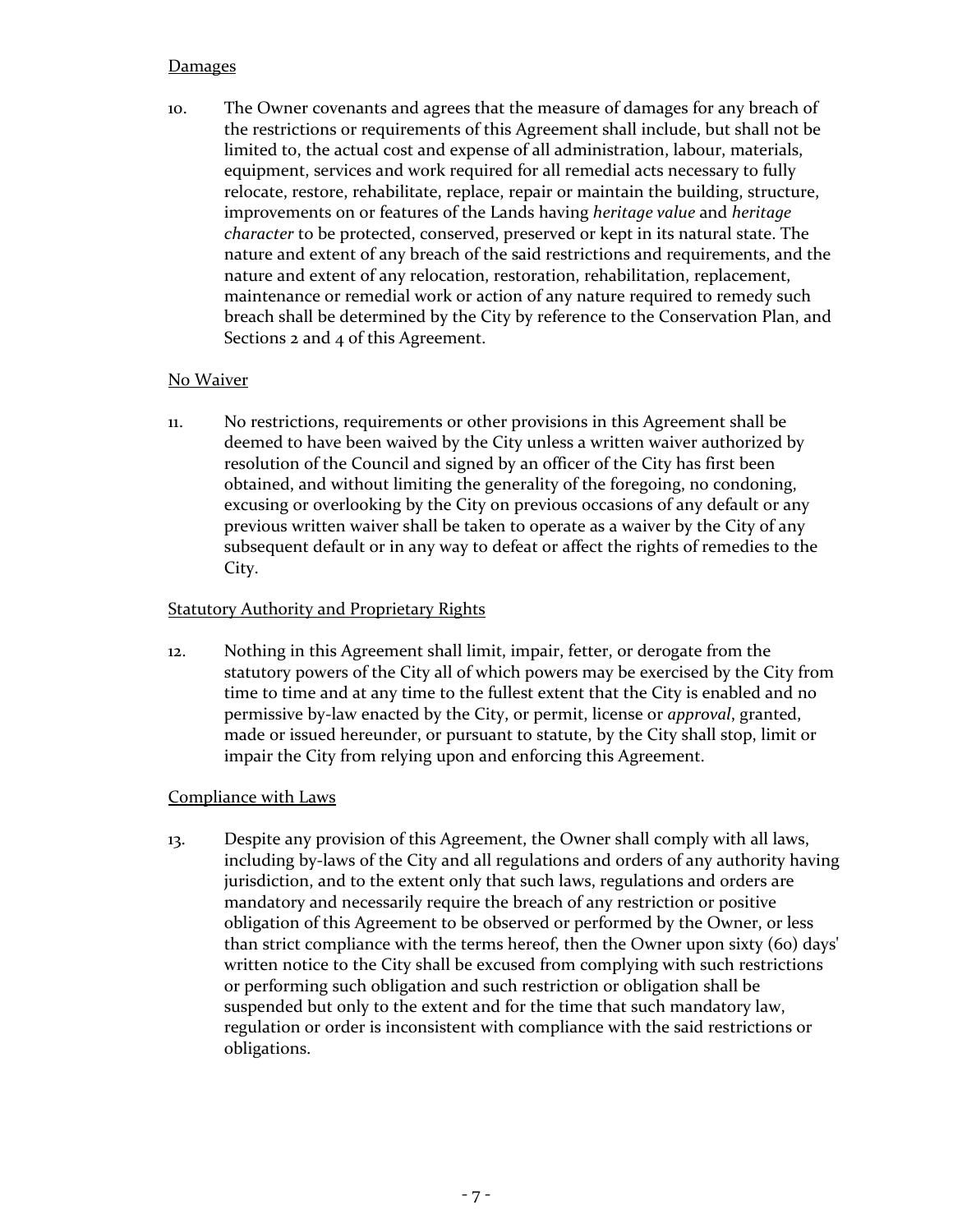Damages

10. The Owner covenants and agrees that the measure of damages for any breach of the restrictions or requirements of this Agreement shall include, but shall not be limited to, the actual cost and expense of all administration, labour, materials, equipment, services and work required for all remedial acts necessary to fully relocate, restore, rehabilitate, replace, repair or maintain the building, structure, improvements on or features of the Lands having *heritage value* and *heritage character* to be protected, conserved, preserved or kept in its natural state. The nature and extent of any breach of the said restrictions and requirements, and the nature and extent of any relocation, restoration, rehabilitation, replacement, maintenance or remedial work or action of any nature required to remedy such breach shall be determined by the City by reference to the Conservation Plan, and Sections 2 and 4 of this Agreement.

No Waiver

11. No restrictions, requirements or other provisions in this Agreement shall be deemed to have been waived by the City unless a written waiver authorized by resolution of the Council and signed by an officer of the City has first been obtained, and without limiting the generality of the foregoing, no condoning, excusing or overlooking by the City on previous occasions of any default or any previous written waiver shall be taken to operate as a waiver by the City of any subsequent default or in any way to defeat or affect the rights of remedies to the City.

Statutory Authority and Proprietary Rights

12. Nothing in this Agreement shall limit, impair, fetter, or derogate from the statutory powers of the City all of which powers may be exercised by the City from time to time and at any time to the fullest extent that the City is enabled and no permissive by-law enacted by the City, or permit, license or *approval*, granted, made or issued hereunder, or pursuant to statute, by the City shall stop, limit or impair the City from relying upon and enforcing this Agreement.

Compliance with Laws

13. Despite any provision of this Agreement, the Owner shall comply with all laws, including by-laws of the City and all regulations and orders of any authority having jurisdiction, and to the extent only that such laws, regulations and orders are mandatory and necessarily require the breach of any restriction or positive obligation of this Agreement to be observed or performed by the Owner, or less than strict compliance with the terms hereof, then the Owner upon sixty (60) days' written notice to the City shall be excused from complying with such restrictions or performing such obligation and such restriction or obligation shall be suspended but only to the extent and for the time that such mandatory law, regulation or order is inconsistent with compliance with the said restrictions or obligations.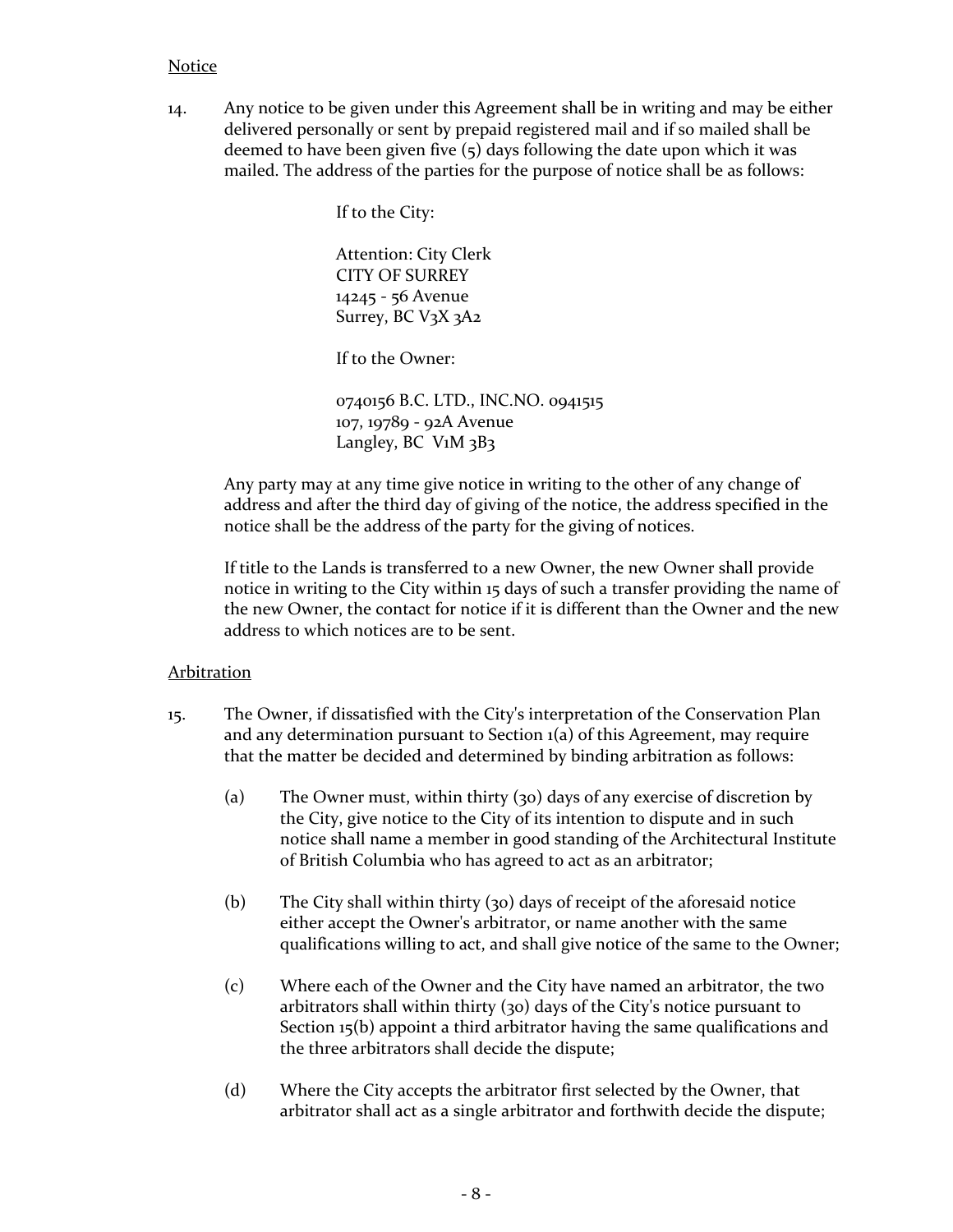Notice

14. Any notice to be given under this Agreement shall be in writing and may be either delivered personally or sent by prepaid registered mail and if so mailed shall be deemed to have been given five (5) days following the date upon which it was mailed. The address of the parties for the purpose of notice shall be as follows:

    If to the City:

    Attention: City Clerk
    CITY OF SURREY
    14245 - 56 Avenue
    Surrey, BC V3X 3A2

    If to the Owner:

    0740156 B.C. LTD., INC.NO. 0941515
    107, 19789 - 92A Avenue
    Langley, BC V1M 3B3

    Any party may at any time give notice in writing to the other of any change of address and after the third day of giving of the notice, the address specified in the notice shall be the address of the party for the giving of notices.

    If title to the Lands is transferred to a new Owner, the new Owner shall provide notice in writing to the City within 15 days of such a transfer providing the name of the new Owner, the contact for notice if it is different than the Owner and the new address to which notices are to be sent.

Arbitration

15. The Owner, if dissatisfied with the City's interpretation of the Conservation Plan and any determination pursuant to Section 1(a) of this Agreement, may require that the matter be decided and determined by binding arbitration as follows:

    (a) The Owner must, within thirty (30) days of any exercise of discretion by the City, give notice to the City of its intention to dispute and in such notice shall name a member in good standing of the Architectural Institute of British Columbia who has agreed to act as an arbitrator;

    (b) The City shall within thirty (30) days of receipt of the aforesaid notice either accept the Owner's arbitrator, or name another with the same qualifications willing to act, and shall give notice of the same to the Owner;

    (c) Where each of the Owner and the City have named an arbitrator, the two arbitrators shall within thirty (30) days of the City's notice pursuant to Section 15(b) appoint a third arbitrator having the same qualifications and the three arbitrators shall decide the dispute;

    (d) Where the City accepts the arbitrator first selected by the Owner, that arbitrator shall act as a single arbitrator and forthwith decide the dispute;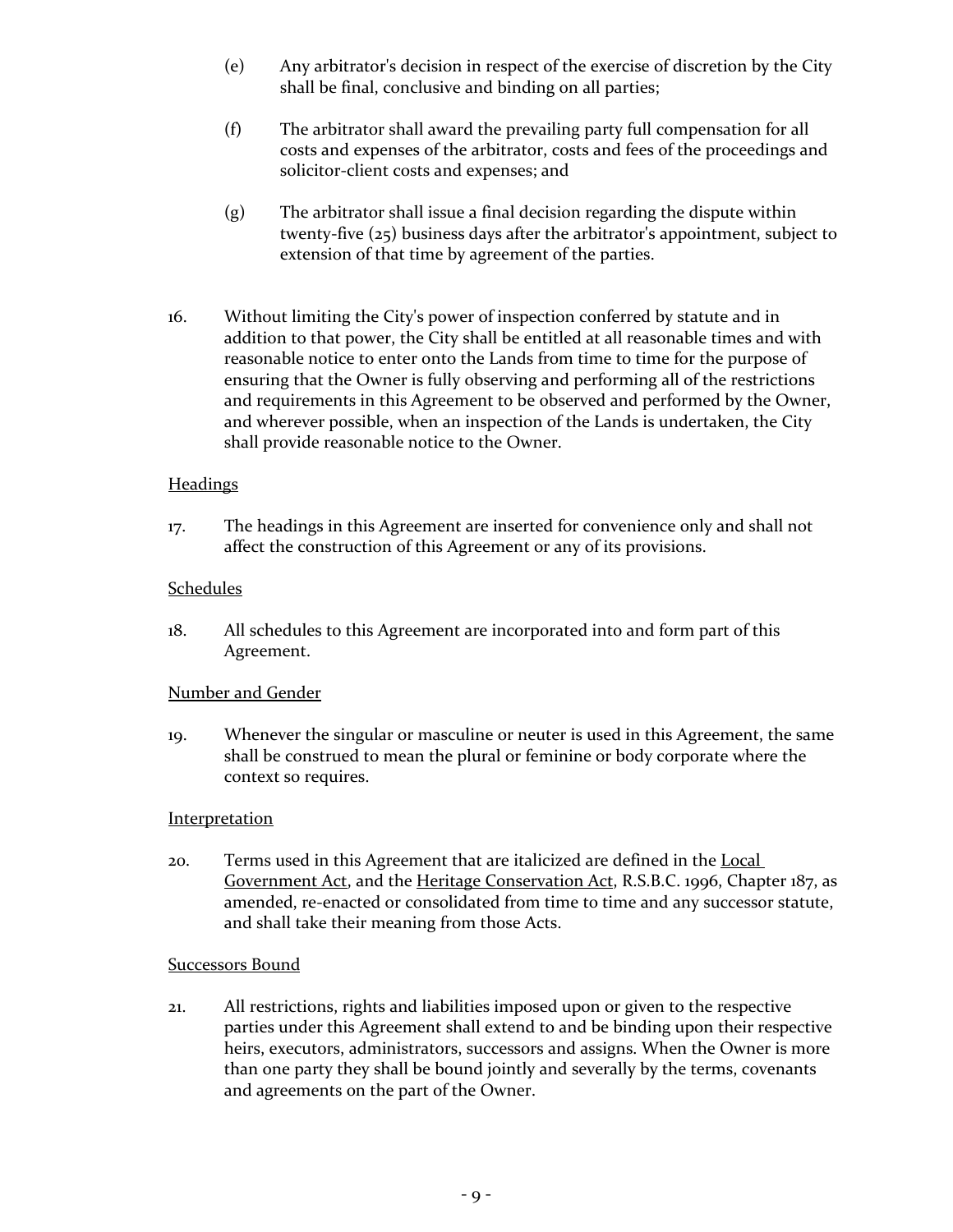(e) Any arbitrator's decision in respect of the exercise of discretion by the City shall be final, conclusive and binding on all parties;

(f) The arbitrator shall award the prevailing party full compensation for all costs and expenses of the arbitrator, costs and fees of the proceedings and solicitor-client costs and expenses; and

(g) The arbitrator shall issue a final decision regarding the dispute within twenty-five (25) business days after the arbitrator's appointment, subject to extension of that time by agreement of the parties.

16. Without limiting the City's power of inspection conferred by statute and in addition to that power, the City shall be entitled at all reasonable times and with reasonable notice to enter onto the Lands from time to time for the purpose of ensuring that the Owner is fully observing and performing all of the restrictions and requirements in this Agreement to be observed and performed by the Owner, and wherever possible, when an inspection of the Lands is undertaken, the City shall provide reasonable notice to the Owner.

<u>Headings</u>

17. The headings in this Agreement are inserted for convenience only and shall not affect the construction of this Agreement or any of its provisions.

<u>Schedules</u>

18. All schedules to this Agreement are incorporated into and form part of this Agreement.

<u>Number and Gender</u>

19. Whenever the singular or masculine or neuter is used in this Agreement, the same shall be construed to mean the plural or feminine or body corporate where the context so requires.

<u>Interpretation</u>

20. Terms used in this Agreement that are italicized are defined in the <u>Local Government Act</u>, and the <u>Heritage Conservation Act</u>, R.S.B.C. 1996, Chapter 187, as amended, re-enacted or consolidated from time to time and any successor statute, and shall take their meaning from those Acts.

<u>Successors Bound</u>

21. All restrictions, rights and liabilities imposed upon or given to the respective parties under this Agreement shall extend to and be binding upon their respective heirs, executors, administrators, successors and assigns. When the Owner is more than one party they shall be bound jointly and severally by the terms, covenants and agreements on the part of the Owner.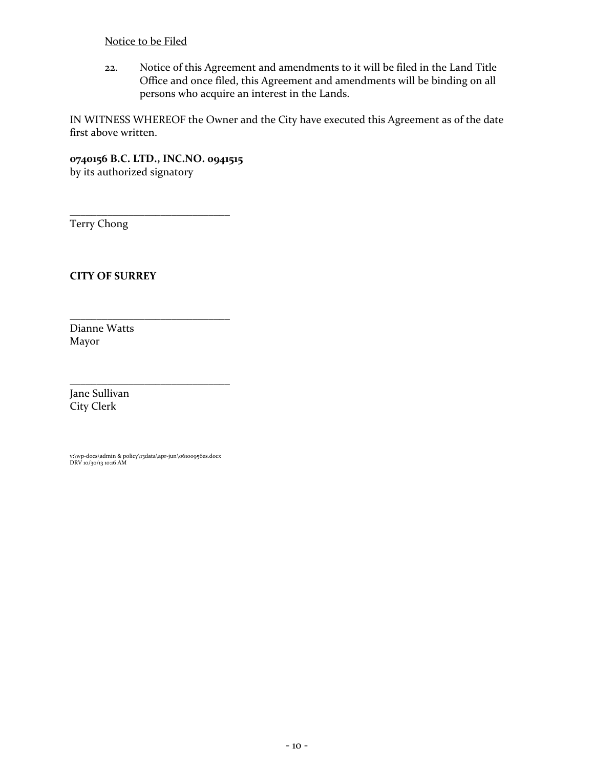<u>Notice to be Filed</u>

22. Notice of this Agreement and amendments to it will be filed in the Land Title Office and once filed, this Agreement and amendments will be binding on all persons who acquire an interest in the Lands.

IN WITNESS WHEREOF the Owner and the City have executed this Agreement as of the date first above written.

**0740156 B.C. LTD., INC.NO. 0941515**
by its authorized signatory

\_\_\_\_\_\_\_\_\_\_\_\_\_\_\_\_\_\_\_\_\_\_\_\_\_\_\_\_\_\_
Terry Chong

**CITY OF SURREY**

\_\_\_\_\_\_\_\_\_\_\_\_\_\_\_\_\_\_\_\_\_\_\_\_\_\_\_\_\_\_
Dianne Watts
Mayor

\_\_\_\_\_\_\_\_\_\_\_\_\_\_\_\_\_\_\_\_\_\_\_\_\_\_\_\_\_\_
Jane Sullivan
City Clerk

v:\wp-docs\admin & policy\13data\apr-jun\06100956es.docx
DRV 10/30/13 10:16 AM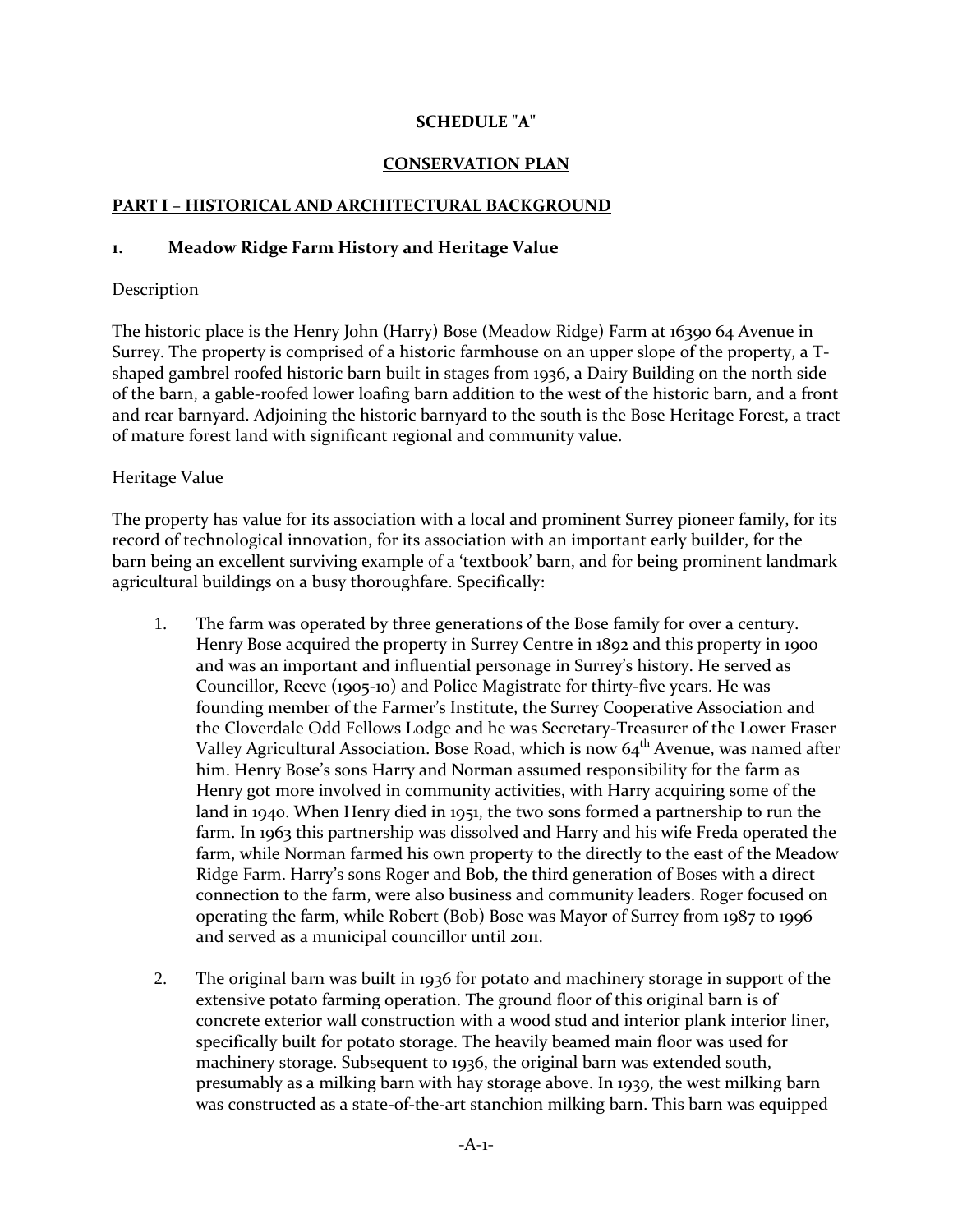**SCHEDULE "A"**

**CONSERVATION PLAN**

**PART I – HISTORICAL AND ARCHITECTURAL BACKGROUND**

## 1. Meadow Ridge Farm History and Heritage Value

Description

The historic place is the Henry John (Harry) Bose (Meadow Ridge) Farm at 16390 64 Avenue in Surrey. The property is comprised of a historic farmhouse on an upper slope of the property, a T-shaped gambrel roofed historic barn built in stages from 1936, a Dairy Building on the north side of the barn, a gable-roofed lower loafing barn addition to the west of the historic barn, and a front and rear barnyard. Adjoining the historic barnyard to the south is the Bose Heritage Forest, a tract of mature forest land with significant regional and community value.

Heritage Value

The property has value for its association with a local and prominent Surrey pioneer family, for its record of technological innovation, for its association with an important early builder, for the barn being an excellent surviving example of a 'textbook' barn, and for being prominent landmark agricultural buildings on a busy thoroughfare. Specifically:

1. The farm was operated by three generations of the Bose family for over a century. Henry Bose acquired the property in Surrey Centre in 1892 and this property in 1900 and was an important and influential personage in Surrey's history. He served as Councillor, Reeve (1905-10) and Police Magistrate for thirty-five years. He was founding member of the Farmer's Institute, the Surrey Cooperative Association and the Cloverdale Odd Fellows Lodge and he was Secretary-Treasurer of the Lower Fraser Valley Agricultural Association. Bose Road, which is now 64th Avenue, was named after him. Henry Bose's sons Harry and Norman assumed responsibility for the farm as Henry got more involved in community activities, with Harry acquiring some of the land in 1940. When Henry died in 1951, the two sons formed a partnership to run the farm. In 1963 this partnership was dissolved and Harry and his wife Freda operated the farm, while Norman farmed his own property to the directly to the east of the Meadow Ridge Farm. Harry's sons Roger and Bob, the third generation of Boses with a direct connection to the farm, were also business and community leaders. Roger focused on operating the farm, while Robert (Bob) Bose was Mayor of Surrey from 1987 to 1996 and served as a municipal councillor until 2011.

2. The original barn was built in 1936 for potato and machinery storage in support of the extensive potato farming operation. The ground floor of this original barn is of concrete exterior wall construction with a wood stud and interior plank interior liner, specifically built for potato storage. The heavily beamed main floor was used for machinery storage. Subsequent to 1936, the original barn was extended south, presumably as a milking barn with hay storage above. In 1939, the west milking barn was constructed as a state-of-the-art stanchion milking barn. This barn was equipped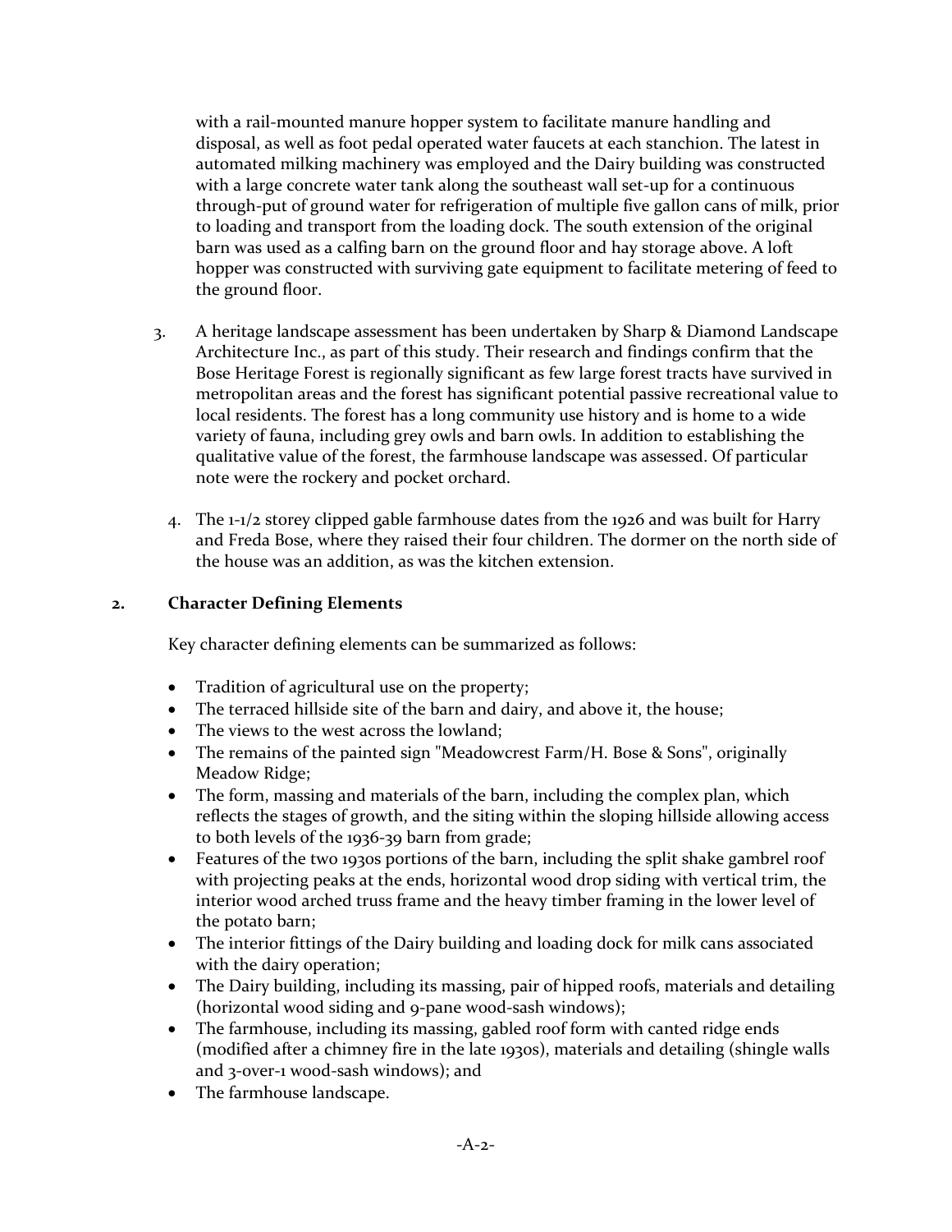with a rail-mounted manure hopper system to facilitate manure handling and disposal, as well as foot pedal operated water faucets at each stanchion. The latest in automated milking machinery was employed and the Dairy building was constructed with a large concrete water tank along the southeast wall set-up for a continuous through-put of ground water for refrigeration of multiple five gallon cans of milk, prior to loading and transport from the loading dock. The south extension of the original barn was used as a calfing barn on the ground floor and hay storage above. A loft hopper was constructed with surviving gate equipment to facilitate metering of feed to the ground floor.

3. A heritage landscape assessment has been undertaken by Sharp & Diamond Landscape Architecture Inc., as part of this study. Their research and findings confirm that the Bose Heritage Forest is regionally significant as few large forest tracts have survived in metropolitan areas and the forest has significant potential passive recreational value to local residents. The forest has a long community use history and is home to a wide variety of fauna, including grey owls and barn owls. In addition to establishing the qualitative value of the forest, the farmhouse landscape was assessed. Of particular note were the rockery and pocket orchard.

4. The 1-1/2 storey clipped gable farmhouse dates from the 1926 and was built for Harry and Freda Bose, where they raised their four children. The dormer on the north side of the house was an addition, as was the kitchen extension.

## 2. Character Defining Elements

Key character defining elements can be summarized as follows:

- Tradition of agricultural use on the property;
- The terraced hillside site of the barn and dairy, and above it, the house;
- The views to the west across the lowland;
- The remains of the painted sign "Meadowcrest Farm/H. Bose & Sons", originally Meadow Ridge;
- The form, massing and materials of the barn, including the complex plan, which reflects the stages of growth, and the siting within the sloping hillside allowing access to both levels of the 1936-39 barn from grade;
- Features of the two 1930s portions of the barn, including the split shake gambrel roof with projecting peaks at the ends, horizontal wood drop siding with vertical trim, the interior wood arched truss frame and the heavy timber framing in the lower level of the potato barn;
- The interior fittings of the Dairy building and loading dock for milk cans associated with the dairy operation;
- The Dairy building, including its massing, pair of hipped roofs, materials and detailing (horizontal wood siding and 9-pane wood-sash windows);
- The farmhouse, including its massing, gabled roof form with canted ridge ends (modified after a chimney fire in the late 1930s), materials and detailing (shingle walls and 3-over-1 wood-sash windows); and
- The farmhouse landscape.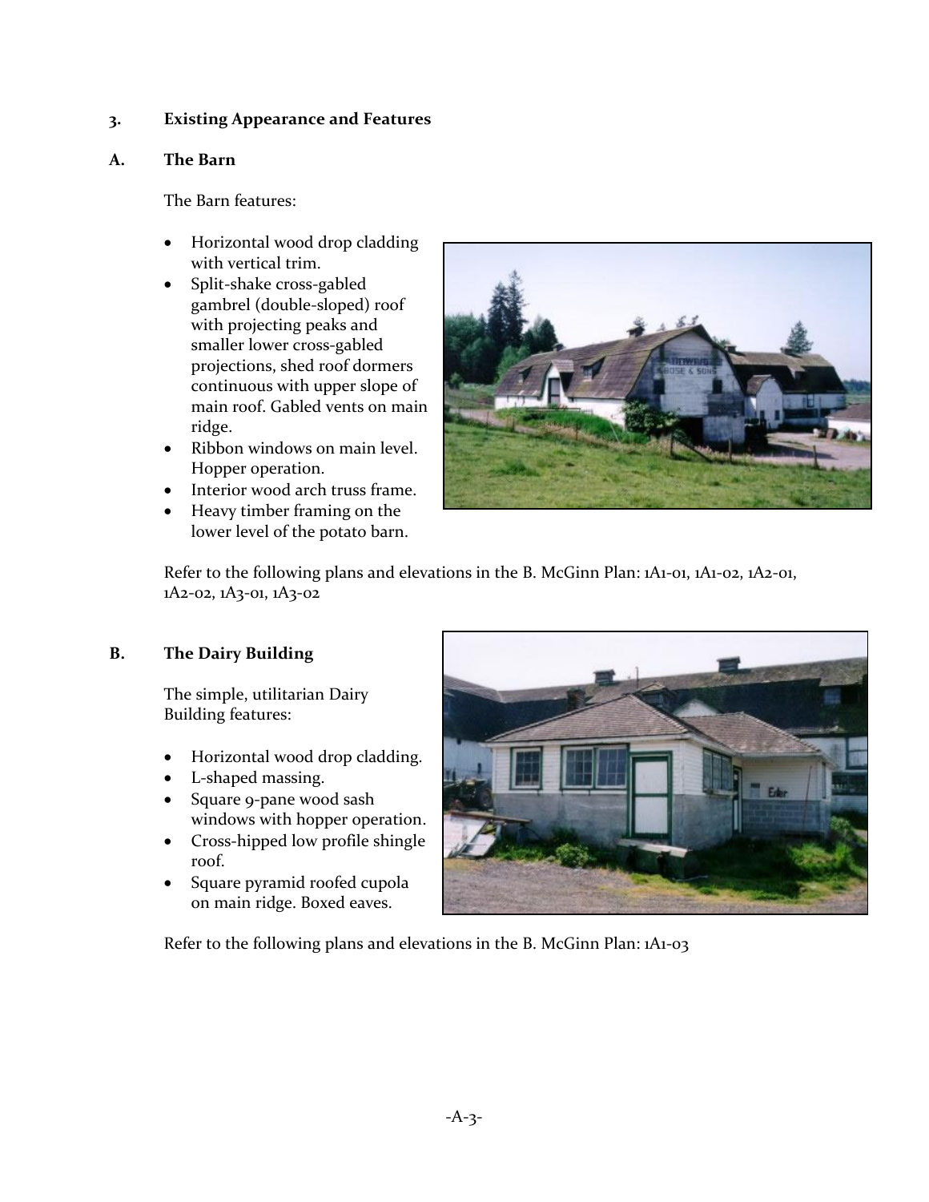## 3. Existing Appearance and Features

### A. The Barn

The Barn features:

- Horizontal wood drop cladding with vertical trim.
- Split-shake cross-gabled gambrel (double-sloped) roof with projecting peaks and smaller lower cross-gabled projections, shed roof dormers continuous with upper slope of main roof. Gabled vents on main ridge.
- Ribbon windows on main level. Hopper operation.
- Interior wood arch truss frame.
- Heavy timber framing on the lower level of the potato barn.

Refer to the following plans and elevations in the B. McGinn Plan: 1A1-01, 1A1-02, 1A2-01, 1A2-02, 1A3-01, 1A3-02

### B. The Dairy Building

The simple, utilitarian Dairy Building features:

- Horizontal wood drop cladding.
- L-shaped massing.
- Square 9-pane wood sash windows with hopper operation.
- Cross-hipped low profile shingle roof.
- Square pyramid roofed cupola on main ridge. Boxed eaves.

Refer to the following plans and elevations in the B. McGinn Plan: 1A1-03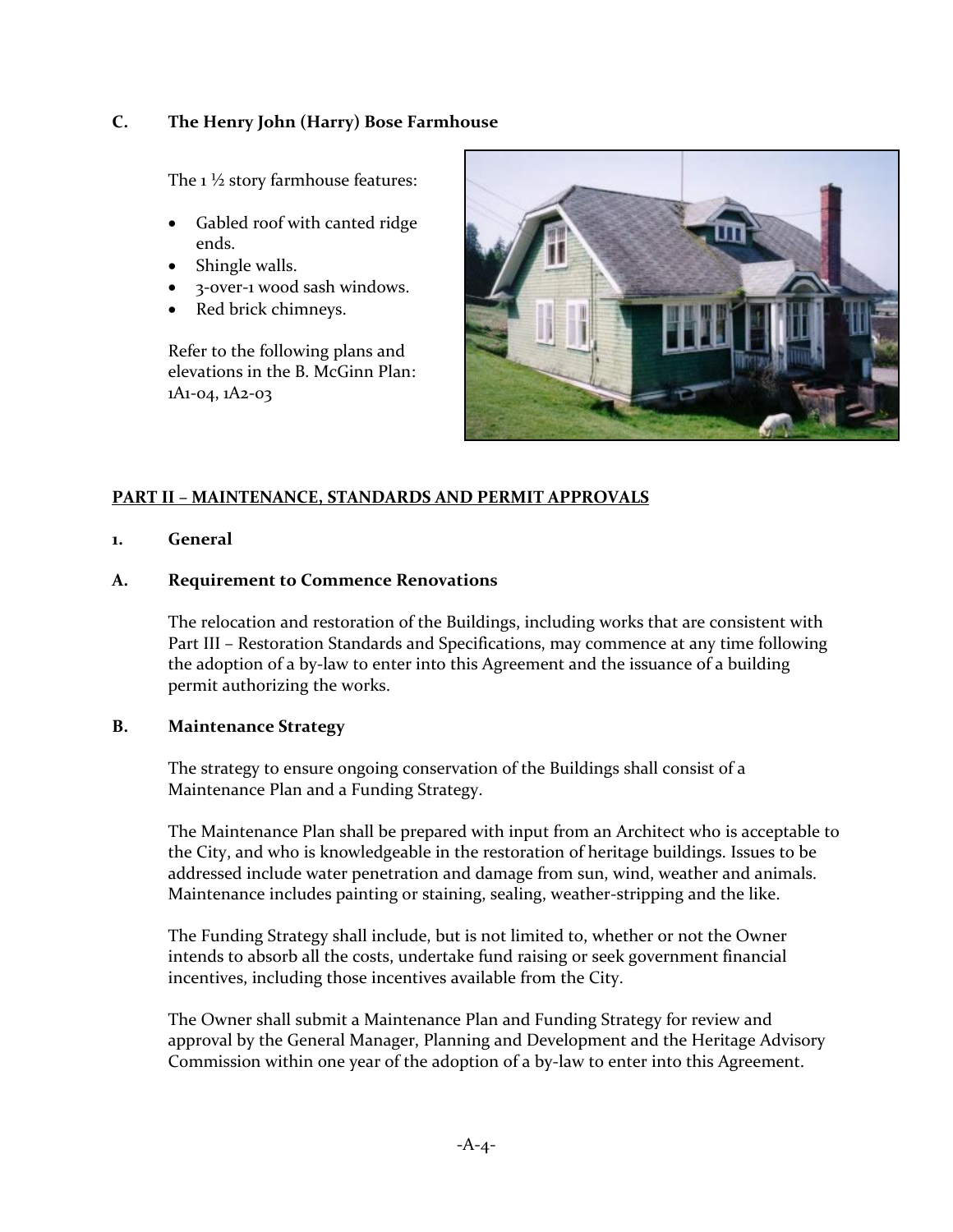### C. The Henry John (Harry) Bose Farmhouse

The 1 ½ story farmhouse features:

- Gabled roof with canted ridge ends.
- Shingle walls.
- 3-over-1 wood sash windows.
- Red brick chimneys.

Refer to the following plans and elevations in the B. McGinn Plan: 1A1-04, 1A2-03

## PART II – MAINTENANCE, STANDARDS AND PERMIT APPROVALS

### 1. General

### A. Requirement to Commence Renovations

The relocation and restoration of the Buildings, including works that are consistent with Part III – Restoration Standards and Specifications, may commence at any time following the adoption of a by-law to enter into this Agreement and the issuance of a building permit authorizing the works.

### B. Maintenance Strategy

The strategy to ensure ongoing conservation of the Buildings shall consist of a Maintenance Plan and a Funding Strategy.

The Maintenance Plan shall be prepared with input from an Architect who is acceptable to the City, and who is knowledgeable in the restoration of heritage buildings. Issues to be addressed include water penetration and damage from sun, wind, weather and animals. Maintenance includes painting or staining, sealing, weather-stripping and the like.

The Funding Strategy shall include, but is not limited to, whether or not the Owner intends to absorb all the costs, undertake fund raising or seek government financial incentives, including those incentives available from the City.

The Owner shall submit a Maintenance Plan and Funding Strategy for review and approval by the General Manager, Planning and Development and the Heritage Advisory Commission within one year of the adoption of a by-law to enter into this Agreement.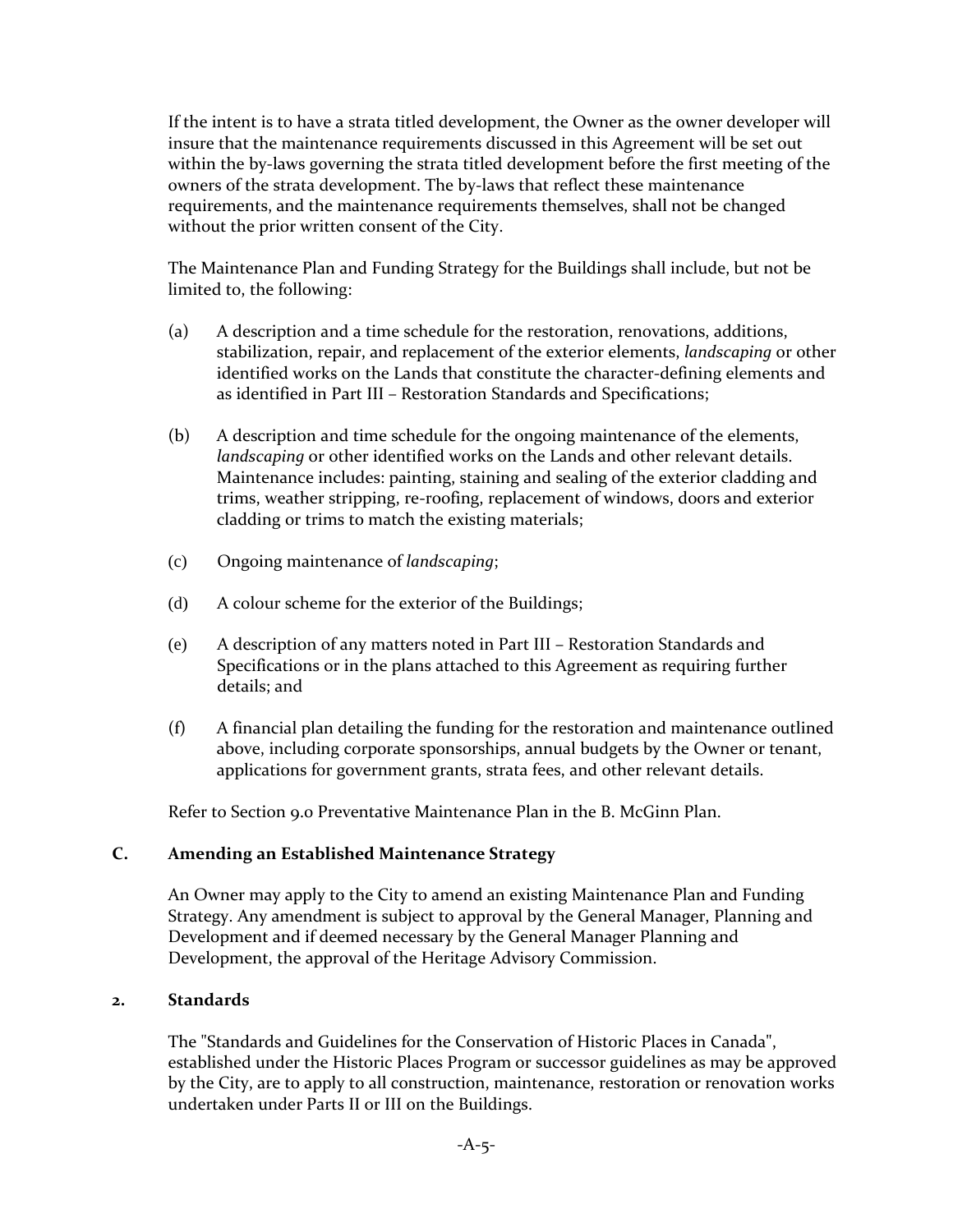If the intent is to have a strata titled development, the Owner as the owner developer will insure that the maintenance requirements discussed in this Agreement will be set out within the by-laws governing the strata titled development before the first meeting of the owners of the strata development. The by-laws that reflect these maintenance requirements, and the maintenance requirements themselves, shall not be changed without the prior written consent of the City.

The Maintenance Plan and Funding Strategy for the Buildings shall include, but not be limited to, the following:

(a) A description and a time schedule for the restoration, renovations, additions, stabilization, repair, and replacement of the exterior elements, *landscaping* or other identified works on the Lands that constitute the character-defining elements and as identified in Part III – Restoration Standards and Specifications;

(b) A description and time schedule for the ongoing maintenance of the elements, *landscaping* or other identified works on the Lands and other relevant details. Maintenance includes: painting, staining and sealing of the exterior cladding and trims, weather stripping, re-roofing, replacement of windows, doors and exterior cladding or trims to match the existing materials;

(c) Ongoing maintenance of *landscaping*;

(d) A colour scheme for the exterior of the Buildings;

(e) A description of any matters noted in Part III – Restoration Standards and Specifications or in the plans attached to this Agreement as requiring further details; and

(f) A financial plan detailing the funding for the restoration and maintenance outlined above, including corporate sponsorships, annual budgets by the Owner or tenant, applications for government grants, strata fees, and other relevant details.

Refer to Section 9.0 Preventative Maintenance Plan in the B. McGinn Plan.

### C. Amending an Established Maintenance Strategy

An Owner may apply to the City to amend an existing Maintenance Plan and Funding Strategy. Any amendment is subject to approval by the General Manager, Planning and Development and if deemed necessary by the General Manager Planning and Development, the approval of the Heritage Advisory Commission.

### 2. Standards

The "Standards and Guidelines for the Conservation of Historic Places in Canada", established under the Historic Places Program or successor guidelines as may be approved by the City, are to apply to all construction, maintenance, restoration or renovation works undertaken under Parts II or III on the Buildings.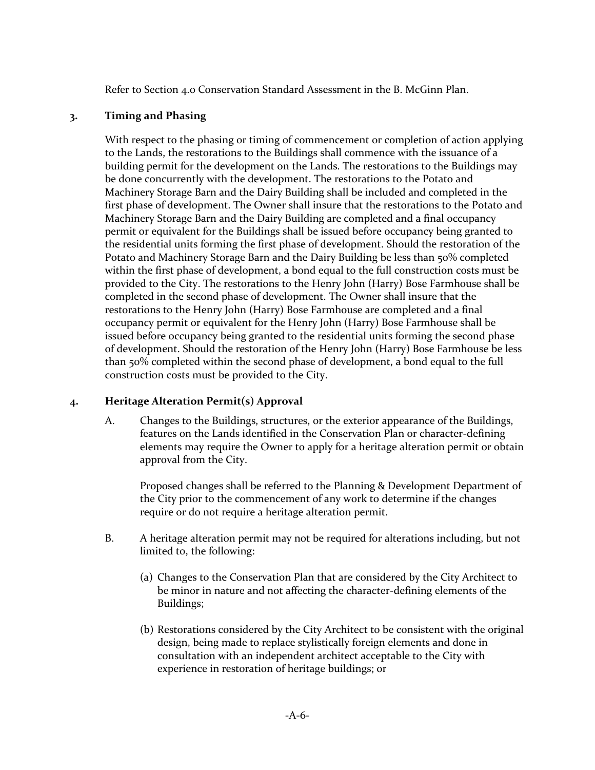Refer to Section 4.0 Conservation Standard Assessment in the B. McGinn Plan.

### 3. Timing and Phasing

With respect to the phasing or timing of commencement or completion of action applying to the Lands, the restorations to the Buildings shall commence with the issuance of a building permit for the development on the Lands. The restorations to the Buildings may be done concurrently with the development. The restorations to the Potato and Machinery Storage Barn and the Dairy Building shall be included and completed in the first phase of development. The Owner shall insure that the restorations to the Potato and Machinery Storage Barn and the Dairy Building are completed and a final occupancy permit or equivalent for the Buildings shall be issued before occupancy being granted to the residential units forming the first phase of development. Should the restoration of the Potato and Machinery Storage Barn and the Dairy Building be less than 50% completed within the first phase of development, a bond equal to the full construction costs must be provided to the City. The restorations to the Henry John (Harry) Bose Farmhouse shall be completed in the second phase of development. The Owner shall insure that the restorations to the Henry John (Harry) Bose Farmhouse are completed and a final occupancy permit or equivalent for the Henry John (Harry) Bose Farmhouse shall be issued before occupancy being granted to the residential units forming the second phase of development. Should the restoration of the Henry John (Harry) Bose Farmhouse be less than 50% completed within the second phase of development, a bond equal to the full construction costs must be provided to the City.

### 4. Heritage Alteration Permit(s) Approval

A. Changes to the Buildings, structures, or the exterior appearance of the Buildings, features on the Lands identified in the Conservation Plan or character-defining elements may require the Owner to apply for a heritage alteration permit or obtain approval from the City.

   Proposed changes shall be referred to the Planning & Development Department of the City prior to the commencement of any work to determine if the changes require or do not require a heritage alteration permit.

B. A heritage alteration permit may not be required for alterations including, but not limited to, the following:

   (a) Changes to the Conservation Plan that are considered by the City Architect to be minor in nature and not affecting the character-defining elements of the Buildings;

   (b) Restorations considered by the City Architect to be consistent with the original design, being made to replace stylistically foreign elements and done in consultation with an independent architect acceptable to the City with experience in restoration of heritage buildings; or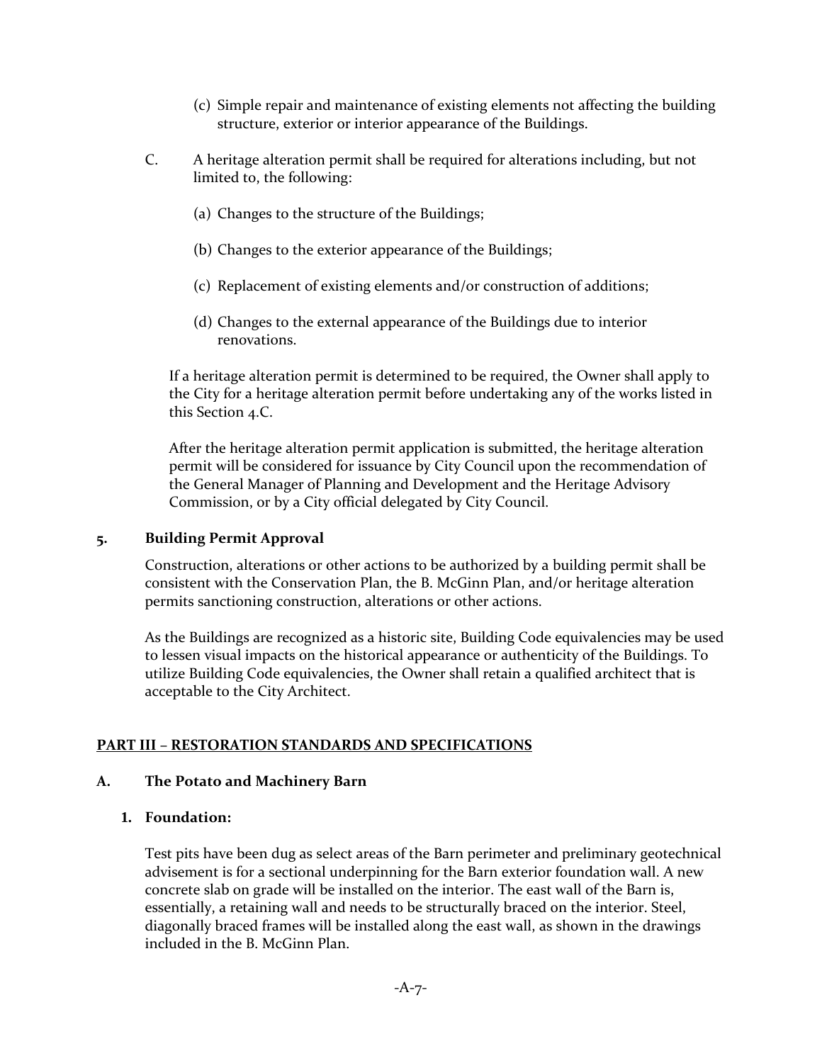(c) Simple repair and maintenance of existing elements not affecting the building structure, exterior or interior appearance of the Buildings.

C. A heritage alteration permit shall be required for alterations including, but not limited to, the following:

(a) Changes to the structure of the Buildings;

(b) Changes to the exterior appearance of the Buildings;

(c) Replacement of existing elements and/or construction of additions;

(d) Changes to the external appearance of the Buildings due to interior renovations.

If a heritage alteration permit is determined to be required, the Owner shall apply to the City for a heritage alteration permit before undertaking any of the works listed in this Section 4.C.

After the heritage alteration permit application is submitted, the heritage alteration permit will be considered for issuance by City Council upon the recommendation of the General Manager of Planning and Development and the Heritage Advisory Commission, or by a City official delegated by City Council.

**5. Building Permit Approval**

Construction, alterations or other actions to be authorized by a building permit shall be consistent with the Conservation Plan, the B. McGinn Plan, and/or heritage alteration permits sanctioning construction, alterations or other actions.

As the Buildings are recognized as a historic site, Building Code equivalencies may be used to lessen visual impacts on the historical appearance or authenticity of the Buildings. To utilize Building Code equivalencies, the Owner shall retain a qualified architect that is acceptable to the City Architect.

## PART III – RESTORATION STANDARDS AND SPECIFICATIONS

### A. The Potato and Machinery Barn

**1. Foundation:**

Test pits have been dug as select areas of the Barn perimeter and preliminary geotechnical advisement is for a sectional underpinning for the Barn exterior foundation wall. A new concrete slab on grade will be installed on the interior. The east wall of the Barn is, essentially, a retaining wall and needs to be structurally braced on the interior. Steel, diagonally braced frames will be installed along the east wall, as shown in the drawings included in the B. McGinn Plan.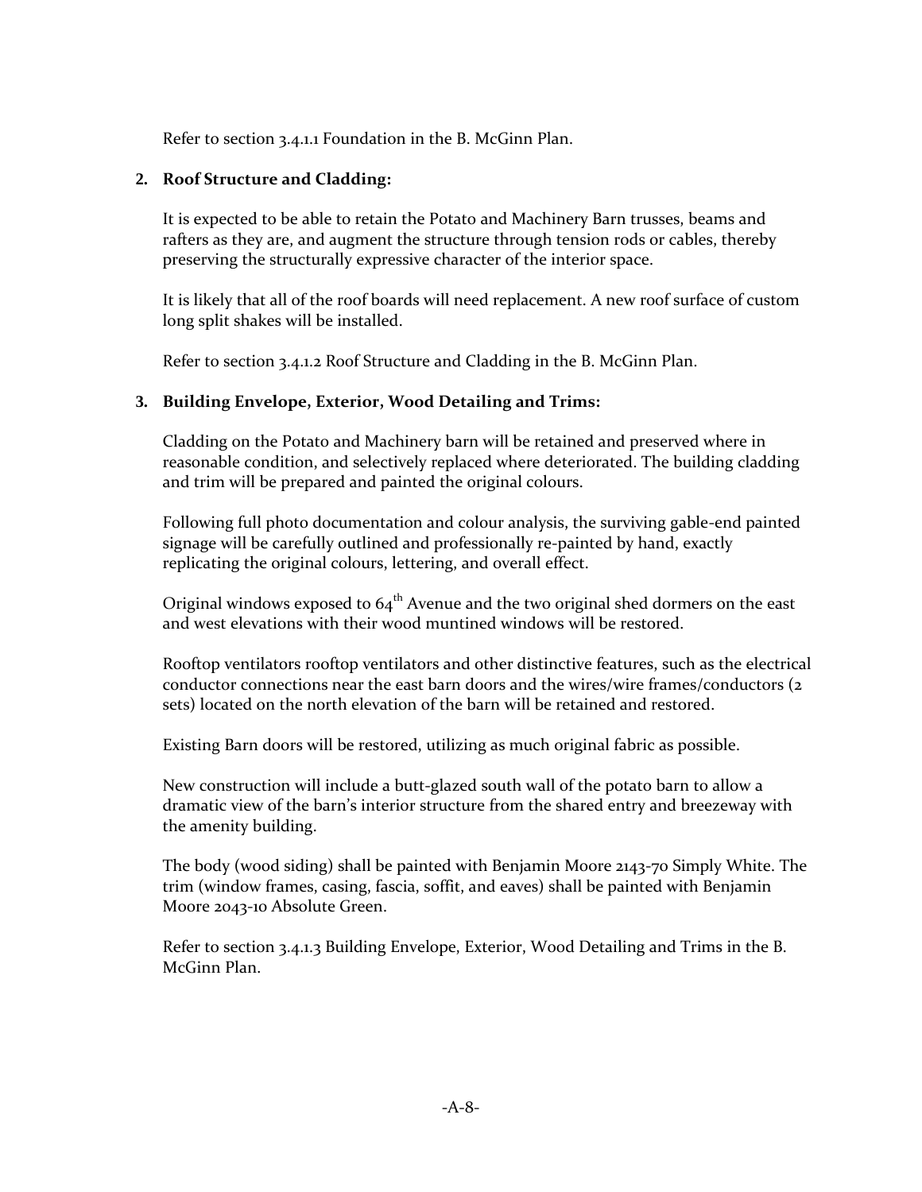Refer to section 3.4.1.1 Foundation in the B. McGinn Plan.

2. **Roof Structure and Cladding:**

   It is expected to be able to retain the Potato and Machinery Barn trusses, beams and rafters as they are, and augment the structure through tension rods or cables, thereby preserving the structurally expressive character of the interior space.

   It is likely that all of the roof boards will need replacement. A new roof surface of custom long split shakes will be installed.

   Refer to section 3.4.1.2 Roof Structure and Cladding in the B. McGinn Plan.

3. **Building Envelope, Exterior, Wood Detailing and Trims:**

   Cladding on the Potato and Machinery barn will be retained and preserved where in reasonable condition, and selectively replaced where deteriorated. The building cladding and trim will be prepared and painted the original colours.

   Following full photo documentation and colour analysis, the surviving gable-end painted signage will be carefully outlined and professionally re-painted by hand, exactly replicating the original colours, lettering, and overall effect.

   Original windows exposed to 64th Avenue and the two original shed dormers on the east and west elevations with their wood muntined windows will be restored.

   Rooftop ventilators rooftop ventilators and other distinctive features, such as the electrical conductor connections near the east barn doors and the wires/wire frames/conductors (2 sets) located on the north elevation of the barn will be retained and restored.

   Existing Barn doors will be restored, utilizing as much original fabric as possible.

   New construction will include a butt-glazed south wall of the potato barn to allow a dramatic view of the barn's interior structure from the shared entry and breezeway with the amenity building.

   The body (wood siding) shall be painted with Benjamin Moore 2143-70 Simply White. The trim (window frames, casing, fascia, soffit, and eaves) shall be painted with Benjamin Moore 2043-10 Absolute Green.

   Refer to section 3.4.1.3 Building Envelope, Exterior, Wood Detailing and Trims in the B. McGinn Plan.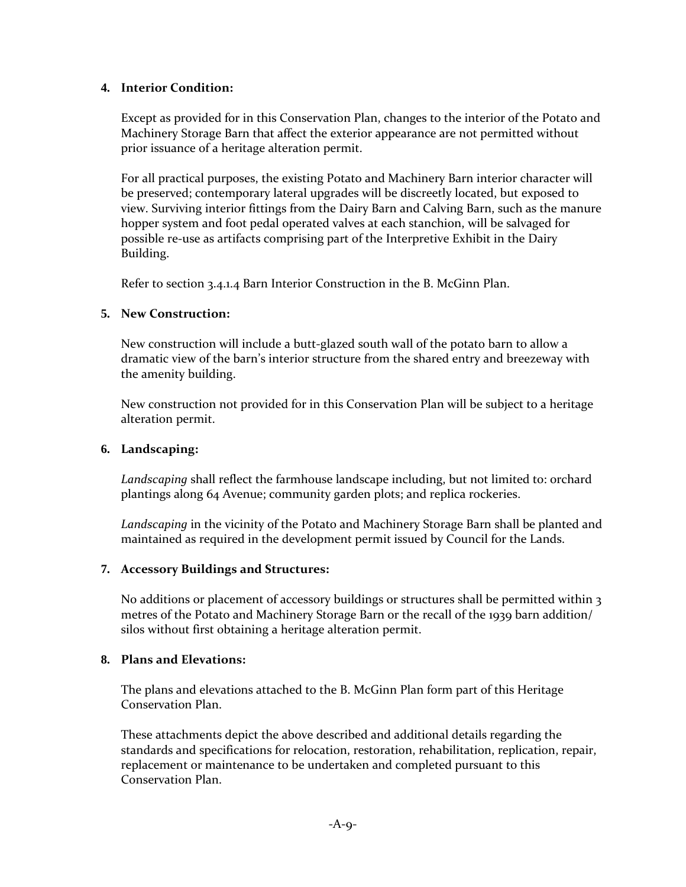4. **Interior Condition:**

   Except as provided for in this Conservation Plan, changes to the interior of the Potato and Machinery Storage Barn that affect the exterior appearance are not permitted without prior issuance of a heritage alteration permit.

   For all practical purposes, the existing Potato and Machinery Barn interior character will be preserved; contemporary lateral upgrades will be discreetly located, but exposed to view. Surviving interior fittings from the Dairy Barn and Calving Barn, such as the manure hopper system and foot pedal operated valves at each stanchion, will be salvaged for possible re-use as artifacts comprising part of the Interpretive Exhibit in the Dairy Building.

   Refer to section 3.4.1.4 Barn Interior Construction in the B. McGinn Plan.

5. **New Construction:**

   New construction will include a butt-glazed south wall of the potato barn to allow a dramatic view of the barn's interior structure from the shared entry and breezeway with the amenity building.

   New construction not provided for in this Conservation Plan will be subject to a heritage alteration permit.

6. **Landscaping:**

   *Landscaping* shall reflect the farmhouse landscape including, but not limited to: orchard plantings along 64 Avenue; community garden plots; and replica rockeries.

   *Landscaping* in the vicinity of the Potato and Machinery Storage Barn shall be planted and maintained as required in the development permit issued by Council for the Lands.

7. **Accessory Buildings and Structures:**

   No additions or placement of accessory buildings or structures shall be permitted within 3 metres of the Potato and Machinery Storage Barn or the recall of the 1939 barn addition/ silos without first obtaining a heritage alteration permit.

8. **Plans and Elevations:**

   The plans and elevations attached to the B. McGinn Plan form part of this Heritage Conservation Plan.

   These attachments depict the above described and additional details regarding the standards and specifications for relocation, restoration, rehabilitation, replication, repair, replacement or maintenance to be undertaken and completed pursuant to this Conservation Plan.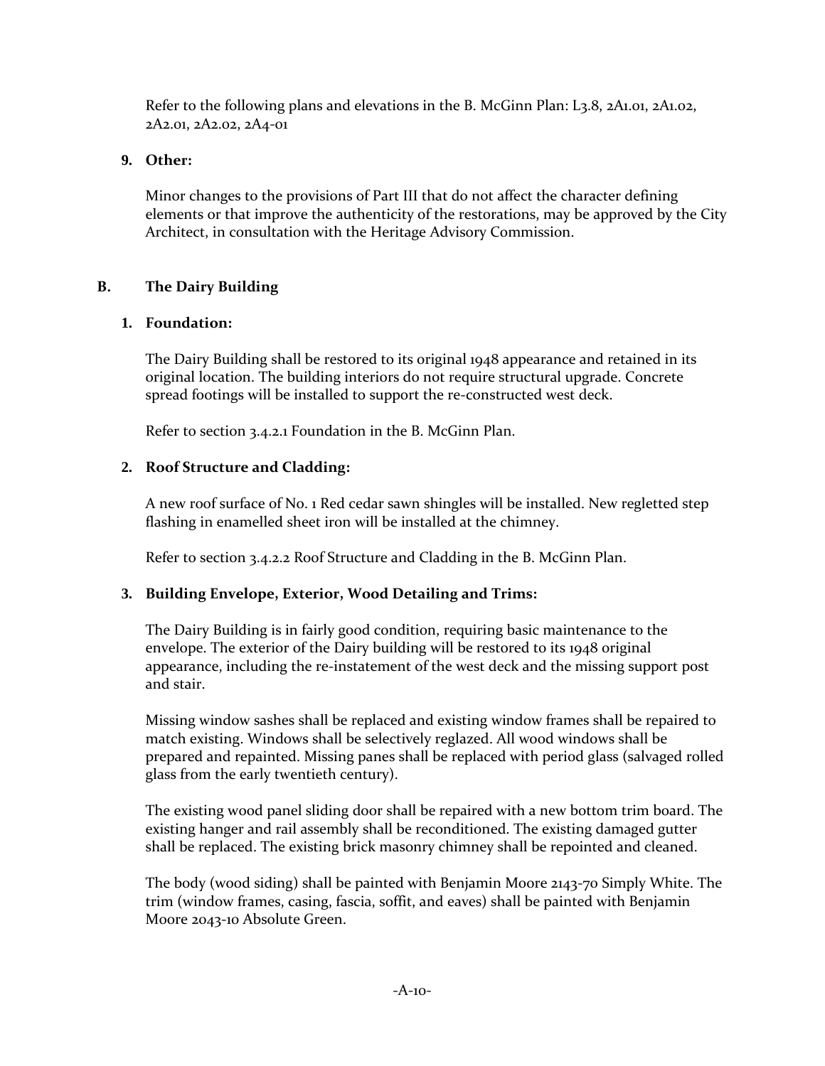Refer to the following plans and elevations in the B. McGinn Plan: L3.8, 2A1.01, 2A1.02, 2A2.01, 2A2.02, 2A4-01

**9. Other:**

Minor changes to the provisions of Part III that do not affect the character defining elements or that improve the authenticity of the restorations, may be approved by the City Architect, in consultation with the Heritage Advisory Commission.

## B. The Dairy Building

**1. Foundation:**

The Dairy Building shall be restored to its original 1948 appearance and retained in its original location. The building interiors do not require structural upgrade. Concrete spread footings will be installed to support the re-constructed west deck.

Refer to section 3.4.2.1 Foundation in the B. McGinn Plan.

**2. Roof Structure and Cladding:**

A new roof surface of No. 1 Red cedar sawn shingles will be installed. New regletted step flashing in enamelled sheet iron will be installed at the chimney.

Refer to section 3.4.2.2 Roof Structure and Cladding in the B. McGinn Plan.

**3. Building Envelope, Exterior, Wood Detailing and Trims:**

The Dairy Building is in fairly good condition, requiring basic maintenance to the envelope. The exterior of the Dairy building will be restored to its 1948 original appearance, including the re-instatement of the west deck and the missing support post and stair.

Missing window sashes shall be replaced and existing window frames shall be repaired to match existing. Windows shall be selectively reglazed. All wood windows shall be prepared and repainted. Missing panes shall be replaced with period glass (salvaged rolled glass from the early twentieth century).

The existing wood panel sliding door shall be repaired with a new bottom trim board. The existing hanger and rail assembly shall be reconditioned. The existing damaged gutter shall be replaced. The existing brick masonry chimney shall be repointed and cleaned.

The body (wood siding) shall be painted with Benjamin Moore 2143-70 Simply White. The trim (window frames, casing, fascia, soffit, and eaves) shall be painted with Benjamin Moore 2043-10 Absolute Green.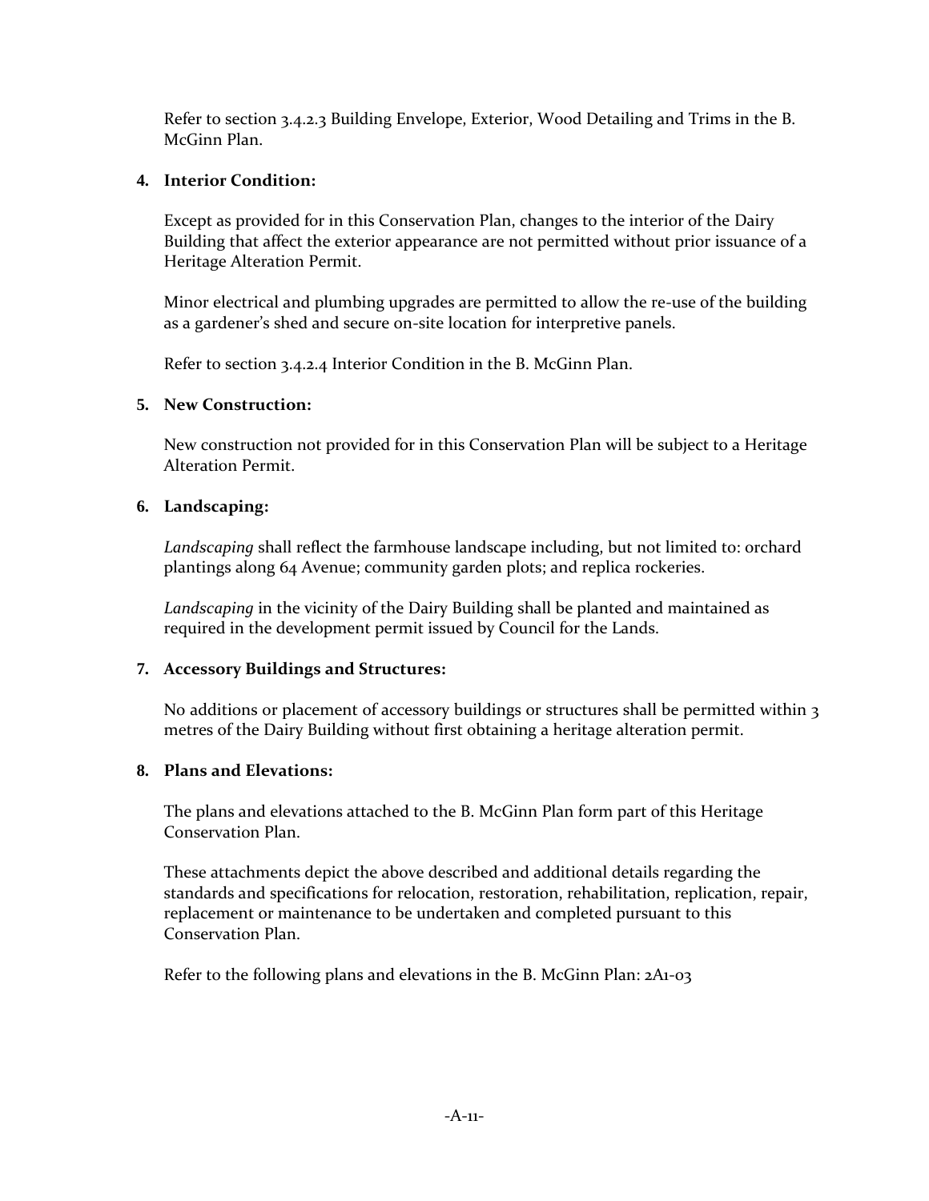Refer to section 3.4.2.3 Building Envelope, Exterior, Wood Detailing and Trims in the B. McGinn Plan.

**4. Interior Condition:**

Except as provided for in this Conservation Plan, changes to the interior of the Dairy Building that affect the exterior appearance are not permitted without prior issuance of a Heritage Alteration Permit.

Minor electrical and plumbing upgrades are permitted to allow the re-use of the building as a gardener's shed and secure on-site location for interpretive panels.

Refer to section 3.4.2.4 Interior Condition in the B. McGinn Plan.

**5. New Construction:**

New construction not provided for in this Conservation Plan will be subject to a Heritage Alteration Permit.

**6. Landscaping:**

*Landscaping* shall reflect the farmhouse landscape including, but not limited to: orchard plantings along 64 Avenue; community garden plots; and replica rockeries.

*Landscaping* in the vicinity of the Dairy Building shall be planted and maintained as required in the development permit issued by Council for the Lands.

**7. Accessory Buildings and Structures:**

No additions or placement of accessory buildings or structures shall be permitted within 3 metres of the Dairy Building without first obtaining a heritage alteration permit.

**8. Plans and Elevations:**

The plans and elevations attached to the B. McGinn Plan form part of this Heritage Conservation Plan.

These attachments depict the above described and additional details regarding the standards and specifications for relocation, restoration, rehabilitation, replication, repair, replacement or maintenance to be undertaken and completed pursuant to this Conservation Plan.

Refer to the following plans and elevations in the B. McGinn Plan: 2A1-03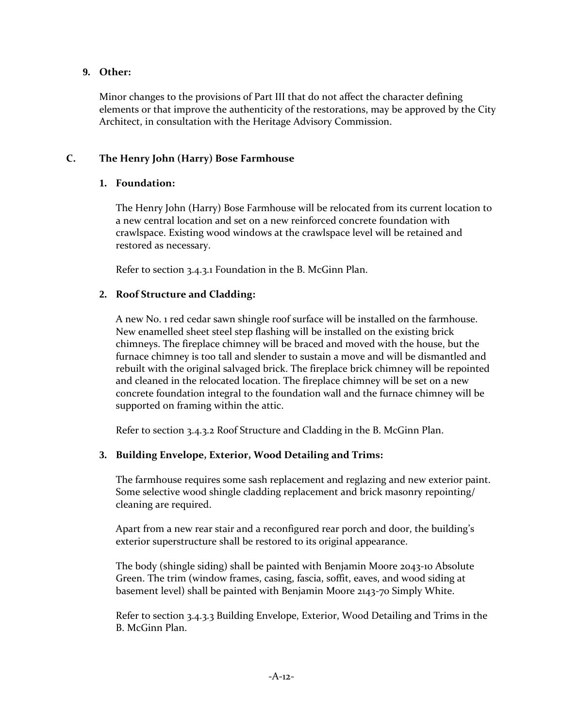**9. Other:**

Minor changes to the provisions of Part III that do not affect the character defining elements or that improve the authenticity of the restorations, may be approved by the City Architect, in consultation with the Heritage Advisory Commission.

## C. The Henry John (Harry) Bose Farmhouse

**1. Foundation:**

The Henry John (Harry) Bose Farmhouse will be relocated from its current location to a new central location and set on a new reinforced concrete foundation with crawlspace. Existing wood windows at the crawlspace level will be retained and restored as necessary.

Refer to section 3.4.3.1 Foundation in the B. McGinn Plan.

**2. Roof Structure and Cladding:**

A new No. 1 red cedar sawn shingle roof surface will be installed on the farmhouse. New enamelled sheet steel step flashing will be installed on the existing brick chimneys. The fireplace chimney will be braced and moved with the house, but the furnace chimney is too tall and slender to sustain a move and will be dismantled and rebuilt with the original salvaged brick. The fireplace brick chimney will be repointed and cleaned in the relocated location. The fireplace chimney will be set on a new concrete foundation integral to the foundation wall and the furnace chimney will be supported on framing within the attic.

Refer to section 3.4.3.2 Roof Structure and Cladding in the B. McGinn Plan.

**3. Building Envelope, Exterior, Wood Detailing and Trims:**

The farmhouse requires some sash replacement and reglazing and new exterior paint. Some selective wood shingle cladding replacement and brick masonry repointing/ cleaning are required.

Apart from a new rear stair and a reconfigured rear porch and door, the building's exterior superstructure shall be restored to its original appearance.

The body (shingle siding) shall be painted with Benjamin Moore 2043-10 Absolute Green. The trim (window frames, casing, fascia, soffit, eaves, and wood siding at basement level) shall be painted with Benjamin Moore 2143-70 Simply White.

Refer to section 3.4.3.3 Building Envelope, Exterior, Wood Detailing and Trims in the B. McGinn Plan.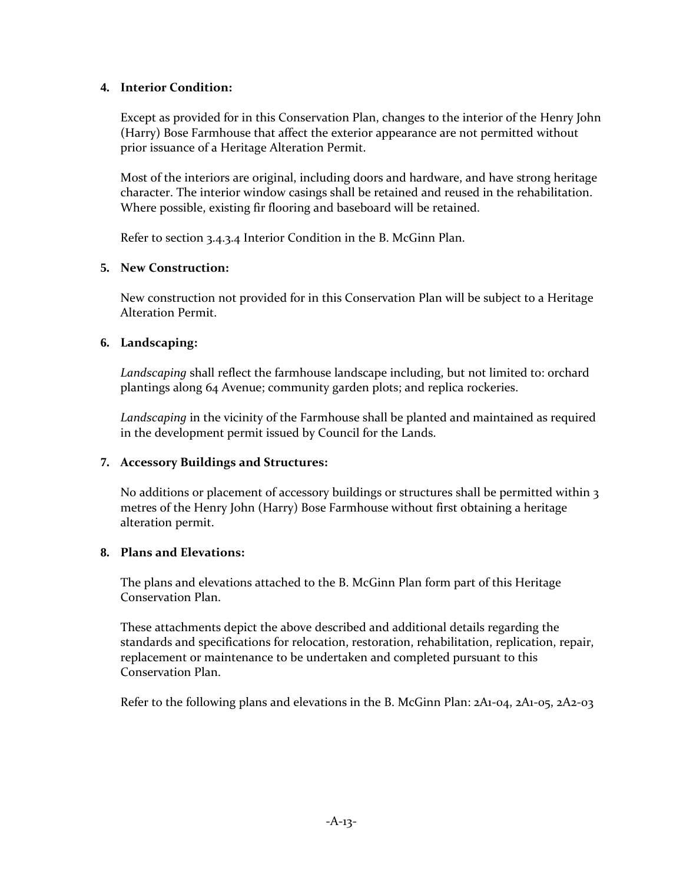**4. Interior Condition:**

Except as provided for in this Conservation Plan, changes to the interior of the Henry John (Harry) Bose Farmhouse that affect the exterior appearance are not permitted without prior issuance of a Heritage Alteration Permit.

Most of the interiors are original, including doors and hardware, and have strong heritage character. The interior window casings shall be retained and reused in the rehabilitation. Where possible, existing fir flooring and baseboard will be retained.

Refer to section 3.4.3.4 Interior Condition in the B. McGinn Plan.

**5. New Construction:**

New construction not provided for in this Conservation Plan will be subject to a Heritage Alteration Permit.

**6. Landscaping:**

*Landscaping* shall reflect the farmhouse landscape including, but not limited to: orchard plantings along 64 Avenue; community garden plots; and replica rockeries.

*Landscaping* in the vicinity of the Farmhouse shall be planted and maintained as required in the development permit issued by Council for the Lands.

**7. Accessory Buildings and Structures:**

No additions or placement of accessory buildings or structures shall be permitted within 3 metres of the Henry John (Harry) Bose Farmhouse without first obtaining a heritage alteration permit.

**8. Plans and Elevations:**

The plans and elevations attached to the B. McGinn Plan form part of this Heritage Conservation Plan.

These attachments depict the above described and additional details regarding the standards and specifications for relocation, restoration, rehabilitation, replication, repair, replacement or maintenance to be undertaken and completed pursuant to this Conservation Plan.

Refer to the following plans and elevations in the B. McGinn Plan: 2A1-04, 2A1-05, 2A2-03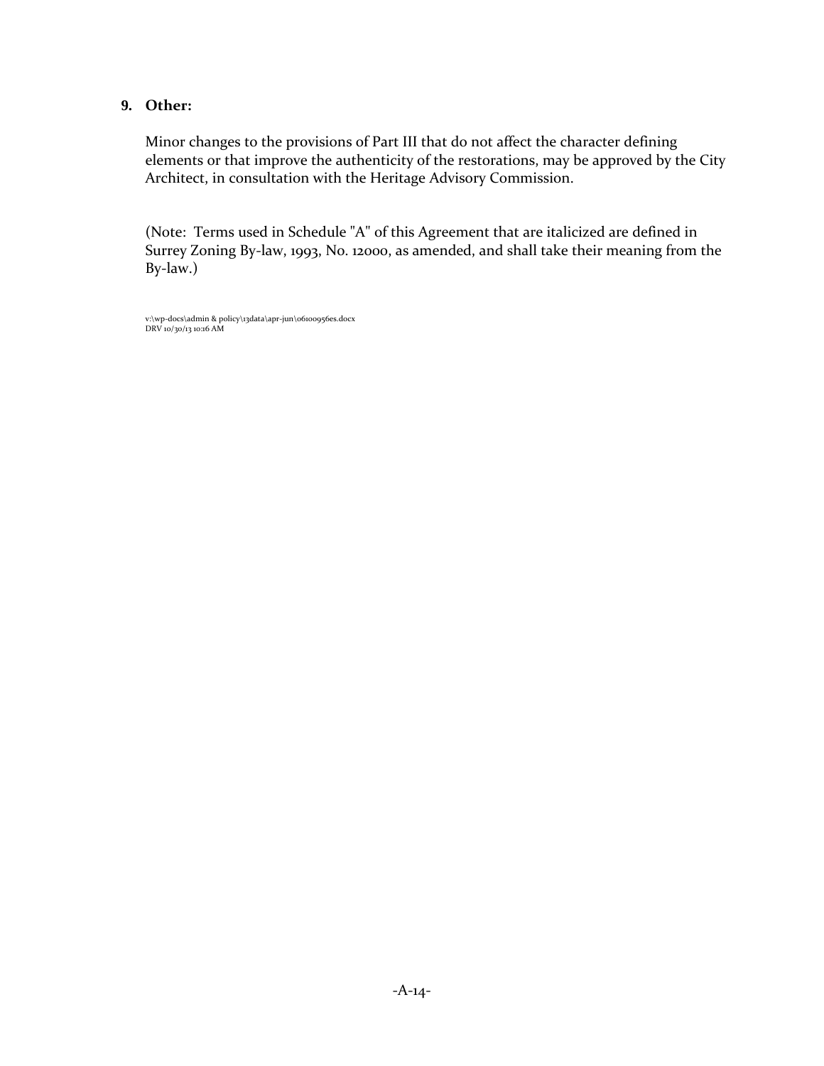**9. Other:**

Minor changes to the provisions of Part III that do not affect the character defining elements or that improve the authenticity of the restorations, may be approved by the City Architect, in consultation with the Heritage Advisory Commission.

(Note: Terms used in Schedule "A" of this Agreement that are italicized are defined in Surrey Zoning By-law, 1993, No. 12000, as amended, and shall take their meaning from the By-law.)

v:\wp-docs\admin & policy\13data\apr-jun\06100956es.docx
DRV 10/30/13 10:16 AM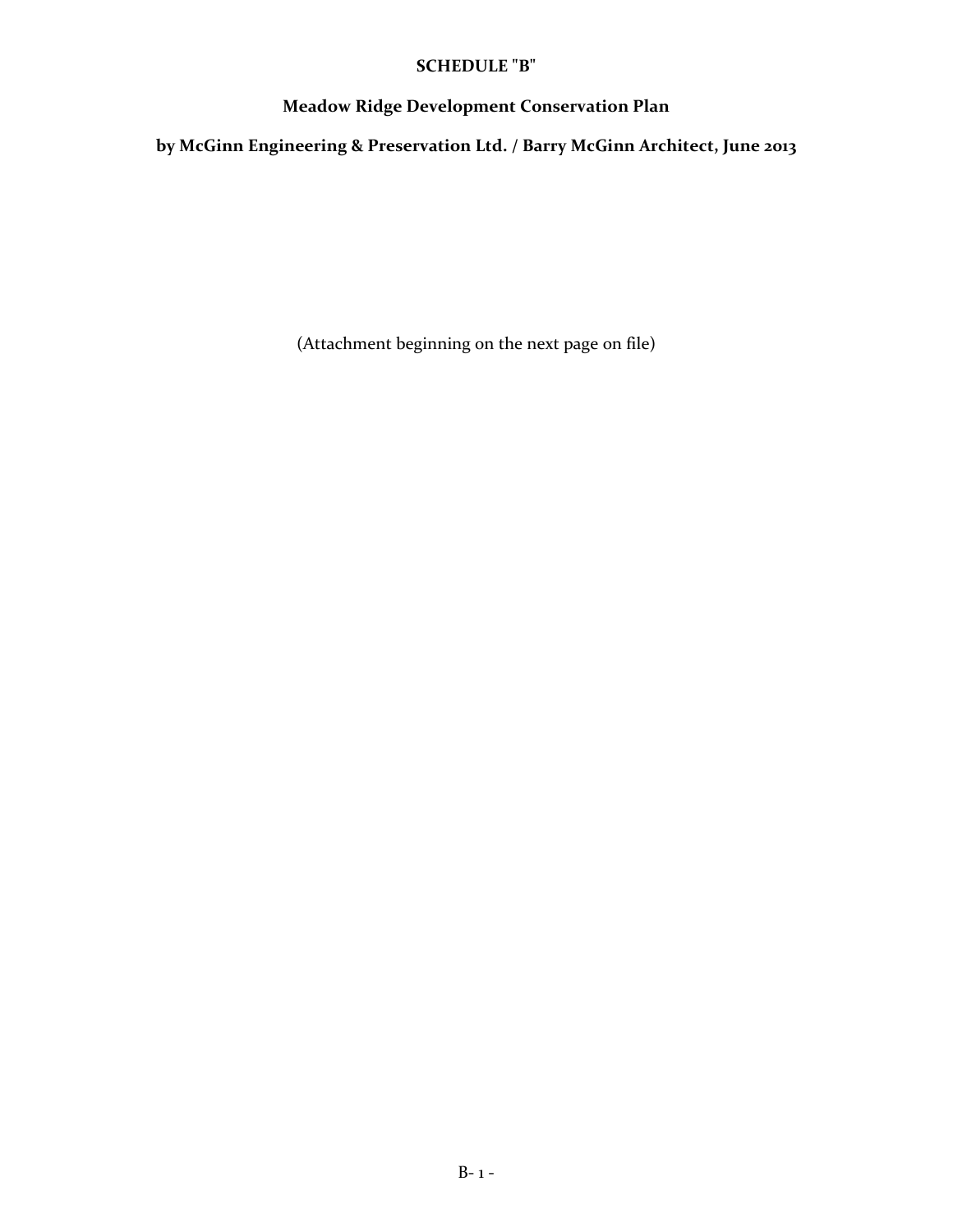**SCHEDULE "B"**

**Meadow Ridge Development Conservation Plan**

**by McGinn Engineering & Preservation Ltd. / Barry McGinn Architect, June 2013**

(Attachment beginning on the next page on file)